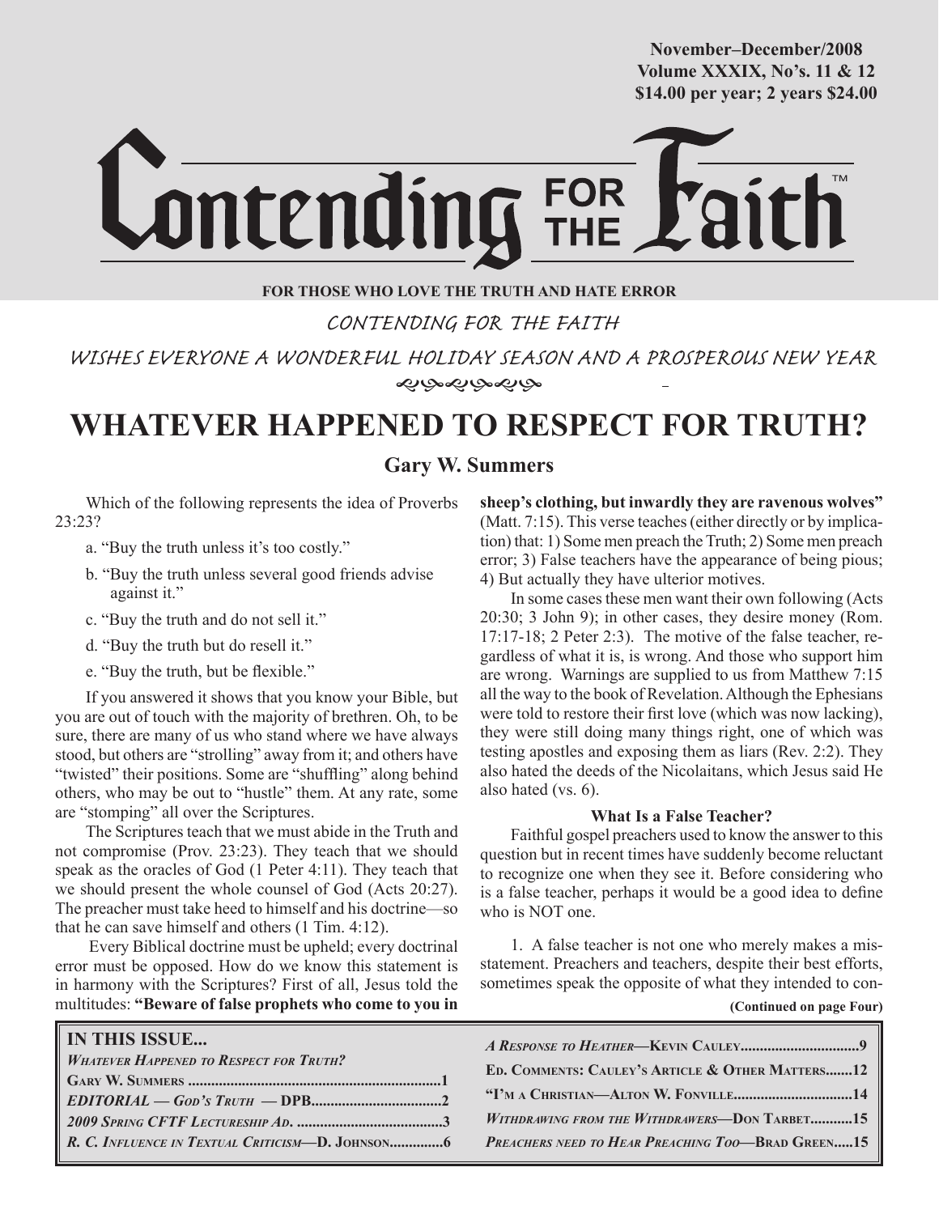November–December/2008
Volume XXXIX, No's. 11 & 12
$14.00 per year; 2 years $24.00

# Contending FOR THE Faith™

**FOR THOSE WHO LOVE THE TRUTH AND HATE ERROR**

CONTENDING FOR THE FAITH

WISHES EVERYONE A WONDERFUL HOLIDAY SEASON AND A PROSPEROUS NEW YEAR

## WHATEVER HAPPENED TO RESPECT FOR TRUTH?

**Gary W. Summers**

Which of the following represents the idea of Proverbs 23:23?

a. "Buy the truth unless it's too costly."

b. "Buy the truth unless several good friends advise against it."

c. "Buy the truth and do not sell it."

d. "Buy the truth but do resell it."

e. "Buy the truth, but be flexible."

If you answered it shows that you know your Bible, but you are out of touch with the majority of brethren. Oh, to be sure, there are many of us who stand where we have always stood, but others are "strolling" away from it; and others have "twisted" their positions. Some are "shuffling" along behind others, who may be out to "hustle" them. At any rate, some are "stomping" all over the Scriptures.

The Scriptures teach that we must abide in the Truth and not compromise (Prov. 23:23). They teach that we should speak as the oracles of God (1 Peter 4:11). They teach that we should present the whole counsel of God (Acts 20:27). The preacher must take heed to himself and his doctrine—so that he can save himself and others (1 Tim. 4:12).

Every Biblical doctrine must be upheld; every doctrinal error must be opposed. How do we know this statement is in harmony with the Scriptures? First of all, Jesus told the multitudes: **"Beware of false prophets who come to you in sheep's clothing, but inwardly they are ravenous wolves"** (Matt. 7:15). This verse teaches (either directly or by implication) that: 1) Some men preach the Truth; 2) Some men preach error; 3) False teachers have the appearance of being pious; 4) But actually they have ulterior motives.

In some cases these men want their own following (Acts 20:30; 3 John 9); in other cases, they desire money (Rom. 17:17-18; 2 Peter 2:3). The motive of the false teacher, regardless of what it is, is wrong. And those who support him are wrong. Warnings are supplied to us from Matthew 7:15 all the way to the book of Revelation. Although the Ephesians were told to restore their first love (which was now lacking), they were still doing many things right, one of which was testing apostles and exposing them as liars (Rev. 2:2). They also hated the deeds of the Nicolaitans, which Jesus said He also hated (vs. 6).

### What Is a False Teacher?

Faithful gospel preachers used to know the answer to this question but in recent times have suddenly become reluctant to recognize one when they see it. Before considering who is a false teacher, perhaps it would be a good idea to define who is NOT one.

1. A false teacher is not one who merely makes a misstatement. Preachers and teachers, despite their best efforts, sometimes speak the opposite of what they intended to con-

**(Continued on page Four)**

**IN THIS ISSUE...**

*Whatever Happened to Respect for Truth?* Gary W. Summers ....1
*EDITORIAL — God's Truth* — DPB....2
*2009 Spring CFTF Lectureship Ad.* ....3
*R. C. Influence in Textual Criticism*—D. Johnson....6
*A Response to Heather*—Kevin Cauley....9
Ed. Comments: Cauley's Article & Other Matters....12
"I'm a Christian—Alton W. Fonville....14
*Withdrawing from the Withdrawers*—Don Tarbet....15
*Preachers need to Hear Preaching Too*—Brad Green....15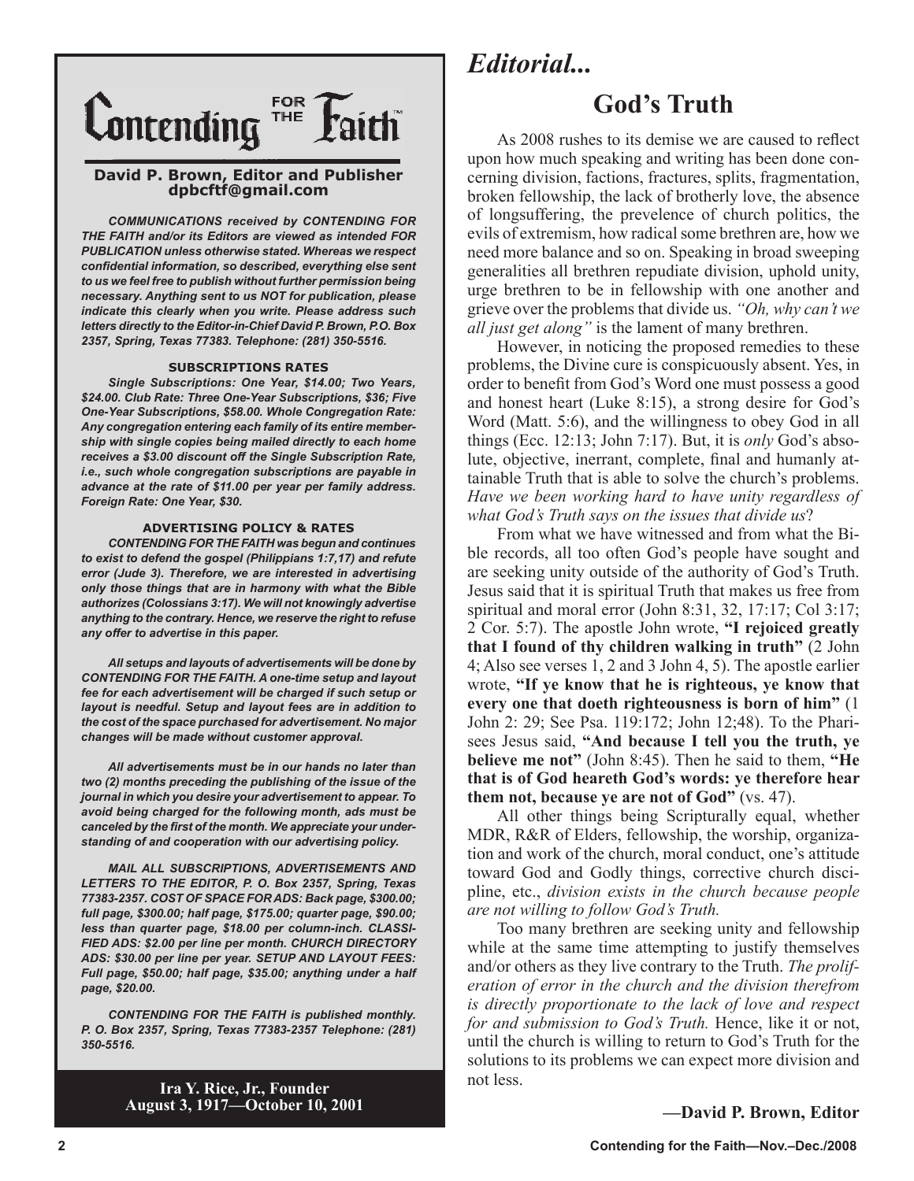# Contending FOR THE Faith™

**David P. Brown, Editor and Publisher**
**dpbcftf@gmail.com**

***COMMUNICATIONS received by CONTENDING FOR THE FAITH and/or its Editors are viewed as intended FOR PUBLICATION unless otherwise stated. Whereas we respect confidential information, so described, everything else sent to us we feel free to publish without further permission being necessary. Anything sent to us NOT for publication, please indicate this clearly when you write. Please address such letters directly to the Editor-in-Chief David P. Brown, P.O. Box 2357, Spring, Texas 77383. Telephone: (281) 350-5516.***

**SUBSCRIPTIONS RATES**

***Single Subscriptions: One Year, $14.00; Two Years, $24.00. Club Rate: Three One-Year Subscriptions, $36; Five One-Year Subscriptions, $58.00. Whole Congregation Rate: Any congregation entering each family of its entire membership with single copies being mailed directly to each home receives a $3.00 discount off the Single Subscription Rate, i.e., such whole congregation subscriptions are payable in advance at the rate of $11.00 per year per family address. Foreign Rate: One Year, $30.***

**ADVERTISING POLICY & RATES**

***CONTENDING FOR THE FAITH was begun and continues to exist to defend the gospel (Philippians 1:7,17) and refute error (Jude 3). Therefore, we are interested in advertising only those things that are in harmony with what the Bible authorizes (Colossians 3:17). We will not knowingly advertise anything to the contrary. Hence, we reserve the right to refuse any offer to advertise in this paper.***

***All setups and layouts of advertisements will be done by CONTENDING FOR THE FAITH. A one-time setup and layout fee for each advertisement will be charged if such setup or layout is needful. Setup and layout fees are in addition to the cost of the space purchased for advertisement. No major changes will be made without customer approval.***

***All advertisements must be in our hands no later than two (2) months preceding the publishing of the issue of the journal in which you desire your advertisement to appear. To avoid being charged for the following month, ads must be canceled by the first of the month. We appreciate your understanding of and cooperation with our advertising policy.***

***MAIL ALL SUBSCRIPTIONS, ADVERTISEMENTS AND LETTERS TO THE EDITOR, P. O. Box 2357, Spring, Texas 77383-2357. COST OF SPACE FOR ADS: Back page, $300.00; full page, $300.00; half page, $175.00; quarter page, $90.00; less than quarter page, $18.00 per column-inch. CLASSIFIED ADS: $2.00 per line per month. CHURCH DIRECTORY ADS: $30.00 per line per year. SETUP AND LAYOUT FEES: Full page, $50.00; half page, $35.00; anything under a half page, $20.00.***

***CONTENDING FOR THE FAITH is published monthly. P. O. Box 2357, Spring, Texas 77383-2357 Telephone: (281) 350-5516.***

**Ira Y. Rice, Jr., Founder**
**August 3, 1917—October 10, 2001**

# *Editorial...*

## God's Truth

As 2008 rushes to its demise we are caused to reflect upon how much speaking and writing has been done concerning division, factions, fractures, splits, fragmentation, broken fellowship, the lack of brotherly love, the absence of longsuffering, the prevelence of church politics, the evils of extremism, how radical some brethren are, how we need more balance and so on. Speaking in broad sweeping generalities all brethren repudiate division, uphold unity, urge brethren to be in fellowship with one another and grieve over the problems that divide us. *"Oh, why can't we all just get along"* is the lament of many brethren.

However, in noticing the proposed remedies to these problems, the Divine cure is conspicuously absent. Yes, in order to benefit from God's Word one must possess a good and honest heart (Luke 8:15), a strong desire for God's Word (Matt. 5:6), and the willingness to obey God in all things (Ecc. 12:13; John 7:17). But, it is *only* God's absolute, objective, inerrant, complete, final and humanly attainable Truth that is able to solve the church's problems. *Have we been working hard to have unity regardless of what God's Truth says on the issues that divide us*?

From what we have witnessed and from what the Bible records, all too often God's people have sought and are seeking unity outside of the authority of God's Truth. Jesus said that it is spiritual Truth that makes us free from spiritual and moral error (John 8:31, 32, 17:17; Col 3:17; 2 Cor. 5:7). The apostle John wrote, **"I rejoiced greatly that I found of thy children walking in truth"** (2 John 4; Also see verses 1, 2 and 3 John 4, 5). The apostle earlier wrote, **"If ye know that he is righteous, ye know that every one that doeth righteousness is born of him"** (1 John 2: 29; See Psa. 119:172; John 12;48). To the Pharisees Jesus said, **"And because I tell you the truth, ye believe me not"** (John 8:45). Then he said to them, **"He that is of God heareth God's words: ye therefore hear them not, because ye are not of God"** (vs. 47).

All other things being Scripturally equal, whether MDR, R&R of Elders, fellowship, the worship, organization and work of the church, moral conduct, one's attitude toward God and Godly things, corrective church discipline, etc., *division exists in the church because people are not willing to follow God's Truth.*

Too many brethren are seeking unity and fellowship while at the same time attempting to justify themselves and/or others as they live contrary to the Truth. *The proliferation of error in the church and the division therefrom is directly proportionate to the lack of love and respect for and submission to God's Truth.* Hence, like it or not, until the church is willing to return to God's Truth for the solutions to its problems we can expect more division and not less.

**—David P. Brown, Editor**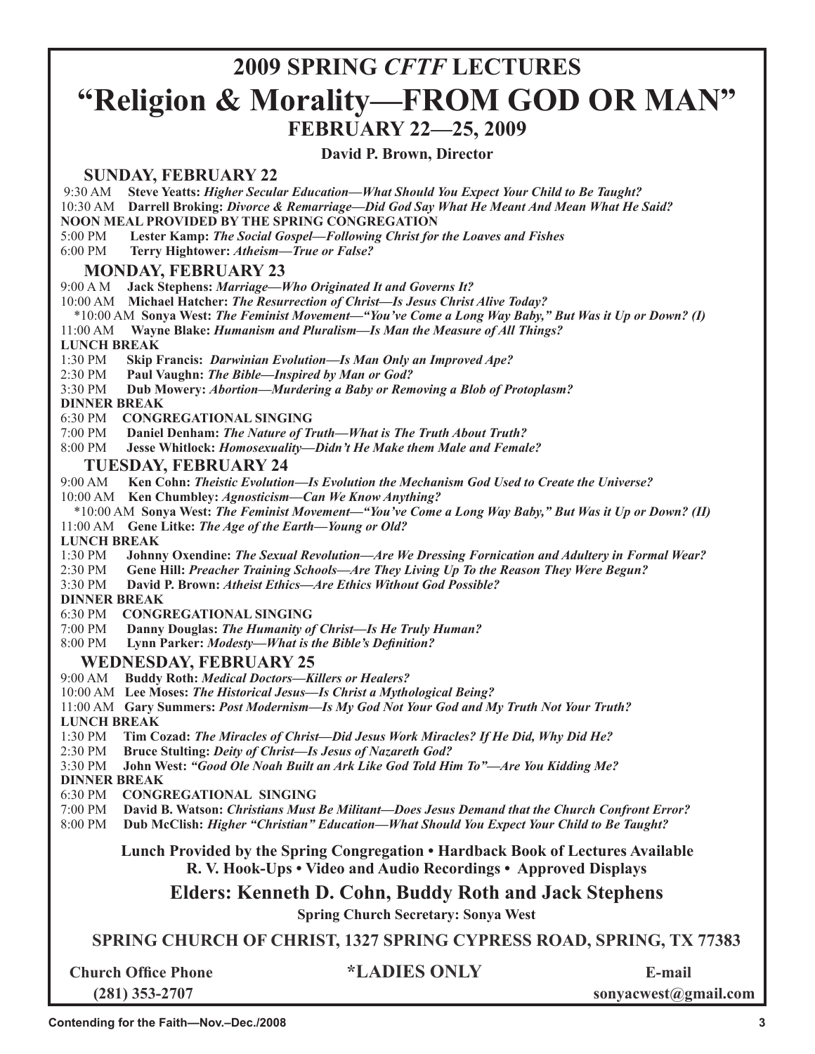# 2009 SPRING *CFTF* LECTURES

# "Religion & Morality—FROM GOD OR MAN"

## FEBRUARY 22—25, 2009

**David P. Brown, Director**

### SUNDAY, FEBRUARY 22

9:30 AM **Steve Yeatts:** ***Higher Secular Education—What Should You Expect Your Child to Be Taught?***
10:30 AM **Darrell Broking:** ***Divorce & Remarriage—Did God Say What He Meant And Mean What He Said?***
**NOON MEAL PROVIDED BY THE SPRING CONGREGATION**
5:00 PM **Lester Kamp:** ***The Social Gospel—Following Christ for the Loaves and Fishes***
6:00 PM **Terry Hightower:** ***Atheism—True or False?***

### MONDAY, FEBRUARY 23

9:00 A M **Jack Stephens:** ***Marriage—Who Originated It and Governs It?***
10:00 AM **Michael Hatcher:** ***The Resurrection of Christ—Is Jesus Christ Alive Today?***
*10:00 AM **Sonya West:** ***The Feminist Movement—"You've Come a Long Way Baby," But Was it Up or Down? (I)***
11:00 AM **Wayne Blake:** ***Humanism and Pluralism—Is Man the Measure of All Things?***
**LUNCH BREAK**
1:30 PM **Skip Francis:** ***Darwinian Evolution—Is Man Only an Improved Ape?***
2:30 PM **Paul Vaughn:** ***The Bible—Inspired by Man or God?***
3:30 PM **Dub Mowery:** ***Abortion—Murdering a Baby or Removing a Blob of Protoplasm?***
**DINNER BREAK**
6:30 PM **CONGREGATIONAL SINGING**
7:00 PM **Daniel Denham:** ***The Nature of Truth—What is The Truth About Truth?***
8:00 PM **Jesse Whitlock:** ***Homosexuality—Didn't He Make them Male and Female?***

### TUESDAY, FEBRUARY 24

9:00 AM **Ken Cohn:** ***Theistic Evolution—Is Evolution the Mechanism God Used to Create the Universe?***
10:00 AM **Ken Chumbley:** ***Agnosticism—Can We Know Anything?***
*10:00 AM **Sonya West:** ***The Feminist Movement—"You've Come a Long Way Baby," But Was it Up or Down? (II)***
11:00 AM **Gene Litke:** ***The Age of the Earth—Young or Old?***
**LUNCH BREAK**
1:30 PM **Johnny Oxendine:** ***The Sexual Revolution—Are We Dressing Fornication and Adultery in Formal Wear?***
2:30 PM **Gene Hill:** ***Preacher Training Schools—Are They Living Up To the Reason They Were Begun?***
3:30 PM **David P. Brown:** ***Atheist Ethics—Are Ethics Without God Possible?***
**DINNER BREAK**
6:30 PM **CONGREGATIONAL SINGING**
7:00 PM **Danny Douglas:** ***The Humanity of Christ—Is He Truly Human?***
8:00 PM **Lynn Parker:** ***Modesty—What is the Bible's Definition?***

### WEDNESDAY, FEBRUARY 25

9:00 AM **Buddy Roth:** ***Medical Doctors—Killers or Healers?***
10:00 AM **Lee Moses:** ***The Historical Jesus—Is Christ a Mythological Being?***
11:00 AM **Gary Summers:** ***Post Modernism—Is My God Not Your God and My Truth Not Your Truth?***
**LUNCH BREAK**
1:30 PM **Tim Cozad:** ***The Miracles of Christ—Did Jesus Work Miracles? If He Did, Why Did He?***
2:30 PM **Bruce Stulting:** ***Deity of Christ—Is Jesus of Nazareth God?***
3:30 PM **John West:** ***"Good Ole Noah Built an Ark Like God Told Him To"—Are You Kidding Me?***
**DINNER BREAK**
6:30 PM **CONGREGATIONAL SINGING**
7:00 PM **David B. Watson:** ***Christians Must Be Militant—Does Jesus Demand that the Church Confront Error?***
8:00 PM **Dub McClish:** ***Higher "Christian" Education—What Should You Expect Your Child to Be Taught?***

**Lunch Provided by the Spring Congregation • Hardback Book of Lectures Available**
**R. V. Hook-Ups • Video and Audio Recordings • Approved Displays**

## Elders: Kenneth D. Cohn, Buddy Roth and Jack Stephens

**Spring Church Secretary: Sonya West**

**SPRING CHURCH OF CHRIST, 1327 SPRING CYPRESS ROAD, SPRING, TX 77383**

**Church Office Phone (281) 353-2707**

**\*LADIES ONLY**

**E-mail sonyacwest@gmail.com**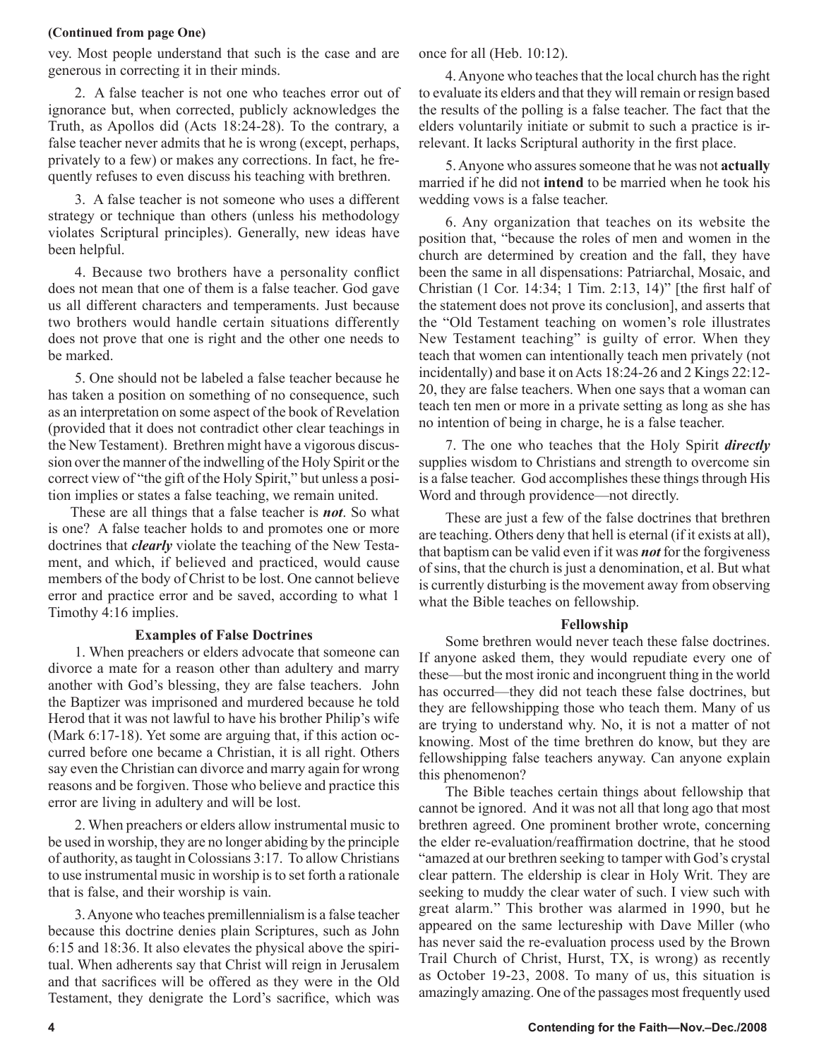**(Continued from page One)**

vey. Most people understand that such is the case and are generous in correcting it in their minds.

2. A false teacher is not one who teaches error out of ignorance but, when corrected, publicly acknowledges the Truth, as Apollos did (Acts 18:24-28). To the contrary, a false teacher never admits that he is wrong (except, perhaps, privately to a few) or makes any corrections. In fact, he frequently refuses to even discuss his teaching with brethren.

3. A false teacher is not someone who uses a different strategy or technique than others (unless his methodology violates Scriptural principles). Generally, new ideas have been helpful.

4. Because two brothers have a personality conflict does not mean that one of them is a false teacher. God gave us all different characters and temperaments. Just because two brothers would handle certain situations differently does not prove that one is right and the other one needs to be marked.

5. One should not be labeled a false teacher because he has taken a position on something of no consequence, such as an interpretation on some aspect of the book of Revelation (provided that it does not contradict other clear teachings in the New Testament). Brethren might have a vigorous discussion over the manner of the indwelling of the Holy Spirit or the correct view of "the gift of the Holy Spirit," but unless a position implies or states a false teaching, we remain united.

These are all things that a false teacher is ***not***. So what is one? A false teacher holds to and promotes one or more doctrines that ***clearly*** violate the teaching of the New Testament, and which, if believed and practiced, would cause members of the body of Christ to be lost. One cannot believe error and practice error and be saved, according to what 1 Timothy 4:16 implies.

### Examples of False Doctrines

1. When preachers or elders advocate that someone can divorce a mate for a reason other than adultery and marry another with God's blessing, they are false teachers. John the Baptizer was imprisoned and murdered because he told Herod that it was not lawful to have his brother Philip's wife (Mark 6:17-18). Yet some are arguing that, if this action occurred before one became a Christian, it is all right. Others say even the Christian can divorce and marry again for wrong reasons and be forgiven. Those who believe and practice this error are living in adultery and will be lost.

2. When preachers or elders allow instrumental music to be used in worship, they are no longer abiding by the principle of authority, as taught in Colossians 3:17. To allow Christians to use instrumental music in worship is to set forth a rationale that is false, and their worship is vain.

3. Anyone who teaches premillennialism is a false teacher because this doctrine denies plain Scriptures, such as John 6:15 and 18:36. It also elevates the physical above the spiritual. When adherents say that Christ will reign in Jerusalem and that sacrifices will be offered as they were in the Old Testament, they denigrate the Lord's sacrifice, which was once for all (Heb. 10:12).

4. Anyone who teaches that the local church has the right to evaluate its elders and that they will remain or resign based the results of the polling is a false teacher. The fact that the elders voluntarily initiate or submit to such a practice is irrelevant. It lacks Scriptural authority in the first place.

5. Anyone who assures someone that he was not **actually** married if he did not **intend** to be married when he took his wedding vows is a false teacher.

6. Any organization that teaches on its website the position that, "because the roles of men and women in the church are determined by creation and the fall, they have been the same in all dispensations: Patriarchal, Mosaic, and Christian (1 Cor. 14:34; 1 Tim. 2:13, 14)" [the first half of the statement does not prove its conclusion], and asserts that the "Old Testament teaching on women's role illustrates New Testament teaching" is guilty of error. When they teach that women can intentionally teach men privately (not incidentally) and base it on Acts 18:24-26 and 2 Kings 22:12-20, they are false teachers. When one says that a woman can teach ten men or more in a private setting as long as she has no intention of being in charge, he is a false teacher.

7. The one who teaches that the Holy Spirit ***directly*** supplies wisdom to Christians and strength to overcome sin is a false teacher. God accomplishes these things through His Word and through providence—not directly.

These are just a few of the false doctrines that brethren are teaching. Others deny that hell is eternal (if it exists at all), that baptism can be valid even if it was ***not*** for the forgiveness of sins, that the church is just a denomination, et al. But what is currently disturbing is the movement away from observing what the Bible teaches on fellowship.

### Fellowship

Some brethren would never teach these false doctrines. If anyone asked them, they would repudiate every one of these—but the most ironic and incongruent thing in the world has occurred—they did not teach these false doctrines, but they are fellowshipping those who teach them. Many of us are trying to understand why. No, it is not a matter of not knowing. Most of the time brethren do know, but they are fellowshipping false teachers anyway. Can anyone explain this phenomenon?

The Bible teaches certain things about fellowship that cannot be ignored. And it was not all that long ago that most brethren agreed. One prominent brother wrote, concerning the elder re-evaluation/reaffirmation doctrine, that he stood "amazed at our brethren seeking to tamper with God's crystal clear pattern. The eldership is clear in Holy Writ. They are seeking to muddy the clear water of such. I view such with great alarm." This brother was alarmed in 1990, but he appeared on the same lectureship with Dave Miller (who has never said the re-evaluation process used by the Brown Trail Church of Christ, Hurst, TX, is wrong) as recently as October 19-23, 2008. To many of us, this situation is amazingly amazing. One of the passages most frequently used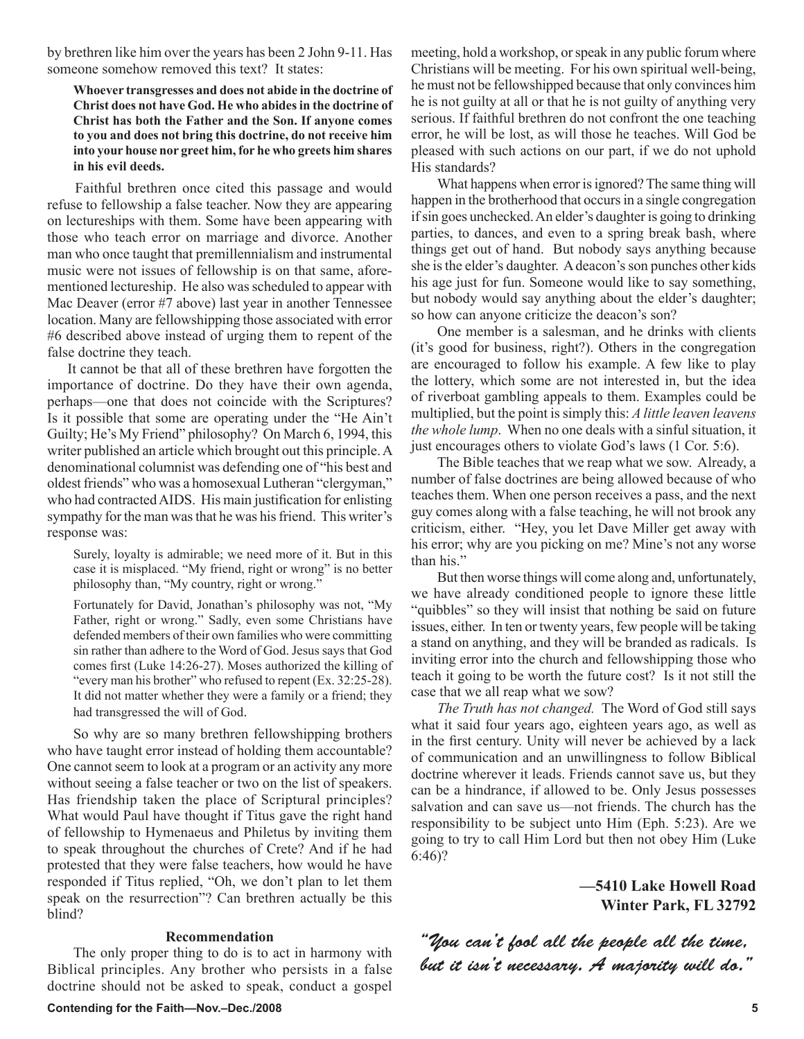by brethren like him over the years has been 2 John 9-11. Has someone somehow removed this text? It states:

> **Whoever transgresses and does not abide in the doctrine of Christ does not have God. He who abides in the doctrine of Christ has both the Father and the Son. If anyone comes to you and does not bring this doctrine, do not receive him into your house nor greet him, for he who greets him shares in his evil deeds.**

Faithful brethren once cited this passage and would refuse to fellowship a false teacher. Now they are appearing on lectureships with them. Some have been appearing with those who teach error on marriage and divorce. Another man who once taught that premillennialism and instrumental music were not issues of fellowship is on that same, aforementioned lectureship. He also was scheduled to appear with Mac Deaver (error #7 above) last year in another Tennessee location. Many are fellowshipping those associated with error #6 described above instead of urging them to repent of the false doctrine they teach.

It cannot be that all of these brethren have forgotten the importance of doctrine. Do they have their own agenda, perhaps—one that does not coincide with the Scriptures? Is it possible that some are operating under the "He Ain't Guilty; He's My Friend" philosophy? On March 6, 1994, this writer published an article which brought out this principle. A denominational columnist was defending one of "his best and oldest friends" who was a homosexual Lutheran "clergyman," who had contracted AIDS. His main justification for enlisting sympathy for the man was that he was his friend. This writer's response was:

> Surely, loyalty is admirable; we need more of it. But in this case it is misplaced. "My friend, right or wrong" is no better philosophy than, "My country, right or wrong."
>
> Fortunately for David, Jonathan's philosophy was not, "My Father, right or wrong." Sadly, even some Christians have defended members of their own families who were committing sin rather than adhere to the Word of God. Jesus says that God comes first (Luke 14:26-27). Moses authorized the killing of "every man his brother" who refused to repent (Ex. 32:25-28). It did not matter whether they were a family or a friend; they had transgressed the will of God.

So why are so many brethren fellowshipping brothers who have taught error instead of holding them accountable? One cannot seem to look at a program or an activity any more without seeing a false teacher or two on the list of speakers. Has friendship taken the place of Scriptural principles? What would Paul have thought if Titus gave the right hand of fellowship to Hymenaeus and Philetus by inviting them to speak throughout the churches of Crete? And if he had protested that they were false teachers, how would he have responded if Titus replied, "Oh, we don't plan to let them speak on the resurrection"? Can brethren actually be this blind?

**Recommendation**

The only proper thing to do is to act in harmony with Biblical principles. Any brother who persists in a false doctrine should not be asked to speak, conduct a gospel meeting, hold a workshop, or speak in any public forum where Christians will be meeting. For his own spiritual well-being, he must not be fellowshipped because that only convinces him he is not guilty at all or that he is not guilty of anything very serious. If faithful brethren do not confront the one teaching error, he will be lost, as will those he teaches. Will God be pleased with such actions on our part, if we do not uphold His standards?

What happens when error is ignored? The same thing will happen in the brotherhood that occurs in a single congregation if sin goes unchecked. An elder's daughter is going to drinking parties, to dances, and even to a spring break bash, where things get out of hand. But nobody says anything because she is the elder's daughter. A deacon's son punches other kids his age just for fun. Someone would like to say something, but nobody would say anything about the elder's daughter; so how can anyone criticize the deacon's son?

One member is a salesman, and he drinks with clients (it's good for business, right?). Others in the congregation are encouraged to follow his example. A few like to play the lottery, which some are not interested in, but the idea of riverboat gambling appeals to them. Examples could be multiplied, but the point is simply this: *A little leaven leavens the whole lump*. When no one deals with a sinful situation, it just encourages others to violate God's laws (1 Cor. 5:6).

The Bible teaches that we reap what we sow. Already, a number of false doctrines are being allowed because of who teaches them. When one person receives a pass, and the next guy comes along with a false teaching, he will not brook any criticism, either. "Hey, you let Dave Miller get away with his error; why are you picking on me? Mine's not any worse than his."

But then worse things will come along and, unfortunately, we have already conditioned people to ignore these little "quibbles" so they will insist that nothing be said on future issues, either. In ten or twenty years, few people will be taking a stand on anything, and they will be branded as radicals. Is inviting error into the church and fellowshipping those who teach it going to be worth the future cost? Is it not still the case that we all reap what we sow?

*The Truth has not changed.* The Word of God still says what it said four years ago, eighteen years ago, as well as in the first century. Unity will never be achieved by a lack of communication and an unwillingness to follow Biblical doctrine wherever it leads. Friends cannot save us, but they can be a hindrance, if allowed to be. Only Jesus possesses salvation and can save us—not friends. The church has the responsibility to be subject unto Him (Eph. 5:23). Are we going to try to call Him Lord but then not obey Him (Luke 6:46)?

**—5410 Lake Howell Road**
**Winter Park, FL 32792**

*"You can't fool all the people all the time, but it isn't necessary. A majority will do."*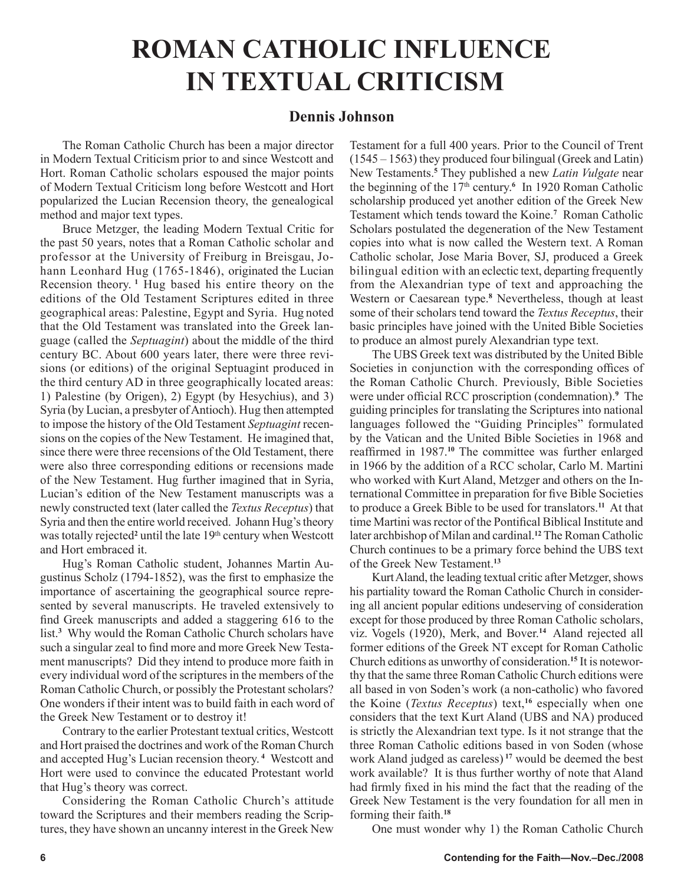# ROMAN CATHOLIC INFLUENCE IN TEXTUAL CRITICISM

## Dennis Johnson

The Roman Catholic Church has been a major director in Modern Textual Criticism prior to and since Westcott and Hort. Roman Catholic scholars espoused the major points of Modern Textual Criticism long before Westcott and Hort popularized the Lucian Recension theory, the genealogical method and major text types.

Bruce Metzger, the leading Modern Textual Critic for the past 50 years, notes that a Roman Catholic scholar and professor at the University of Freiburg in Breisgau, Johann Leonhard Hug (1765-1846), originated the Lucian Recension theory. [1] Hug based his entire theory on the editions of the Old Testament Scriptures edited in three geographical areas: Palestine, Egypt and Syria. Hug noted that the Old Testament was translated into the Greek language (called the *Septuagint*) about the middle of the third century BC. About 600 years later, there were three revisions (or editions) of the original Septuagint produced in the third century AD in three geographically located areas: 1) Palestine (by Origen), 2) Egypt (by Hesychius), and 3) Syria (by Lucian, a presbyter of Antioch). Hug then attempted to impose the history of the Old Testament *Septuagint* recensions on the copies of the New Testament. He imagined that, since there were three recensions of the Old Testament, there were also three corresponding editions or recensions made of the New Testament. Hug further imagined that in Syria, Lucian's edition of the New Testament manuscripts was a newly constructed text (later called the *Textus Receptus*) that Syria and then the entire world received. Johann Hug's theory was totally rejected[2] until the late 19th century when Westcott and Hort embraced it.

Hug's Roman Catholic student, Johannes Martin Augustinus Scholz (1794-1852), was the first to emphasize the importance of ascertaining the geographical source represented by several manuscripts. He traveled extensively to find Greek manuscripts and added a staggering 616 to the list.[3] Why would the Roman Catholic Church scholars have such a singular zeal to find more and more Greek New Testament manuscripts? Did they intend to produce more faith in every individual word of the scriptures in the members of the Roman Catholic Church, or possibly the Protestant scholars? One wonders if their intent was to build faith in each word of the Greek New Testament or to destroy it!

Contrary to the earlier Protestant textual critics, Westcott and Hort praised the doctrines and work of the Roman Church and accepted Hug's Lucian recension theory. [4] Westcott and Hort were used to convince the educated Protestant world that Hug's theory was correct.

Considering the Roman Catholic Church's attitude toward the Scriptures and their members reading the Scriptures, they have shown an uncanny interest in the Greek New Testament for a full 400 years. Prior to the Council of Trent (1545 – 1563) they produced four bilingual (Greek and Latin) New Testaments.[5] They published a new *Latin Vulgate* near the beginning of the 17th century.[6] In 1920 Roman Catholic scholarship produced yet another edition of the Greek New Testament which tends toward the Koine.[7] Roman Catholic Scholars postulated the degeneration of the New Testament copies into what is now called the Western text. A Roman Catholic scholar, Jose Maria Bover, SJ, produced a Greek bilingual edition with an eclectic text, departing frequently from the Alexandrian type of text and approaching the Western or Caesarean type.[8] Nevertheless, though at least some of their scholars tend toward the *Textus Receptus*, their basic principles have joined with the United Bible Societies to produce an almost purely Alexandrian type text.

The UBS Greek text was distributed by the United Bible Societies in conjunction with the corresponding offices of the Roman Catholic Church. Previously, Bible Societies were under official RCC proscription (condemnation).[9] The guiding principles for translating the Scriptures into national languages followed the "Guiding Principles" formulated by the Vatican and the United Bible Societies in 1968 and reaffirmed in 1987.[10] The committee was further enlarged in 1966 by the addition of a RCC scholar, Carlo M. Martini who worked with Kurt Aland, Metzger and others on the International Committee in preparation for five Bible Societies to produce a Greek Bible to be used for translators.[11] At that time Martini was rector of the Pontifical Biblical Institute and later archbishop of Milan and cardinal.[12] The Roman Catholic Church continues to be a primary force behind the UBS text of the Greek New Testament.[13]

Kurt Aland, the leading textual critic after Metzger, shows his partiality toward the Roman Catholic Church in considering all ancient popular editions undeserving of consideration except for those produced by three Roman Catholic scholars, viz. Vogels (1920), Merk, and Bover.[14] Aland rejected all former editions of the Greek NT except for Roman Catholic Church editions as unworthy of consideration.[15] It is noteworthy that the same three Roman Catholic Church editions were all based in von Soden's work (a non-catholic) who favored the Koine (*Textus Receptus*) text,[16] especially when one considers that the text Kurt Aland (UBS and NA) produced is strictly the Alexandrian text type. Is it not strange that the three Roman Catholic editions based in von Soden (whose work Aland judged as careless) [17] would be deemed the best work available? It is thus further worthy of note that Aland had firmly fixed in his mind the fact that the reading of the Greek New Testament is the very foundation for all men in forming their faith.[18]

One must wonder why 1) the Roman Catholic Church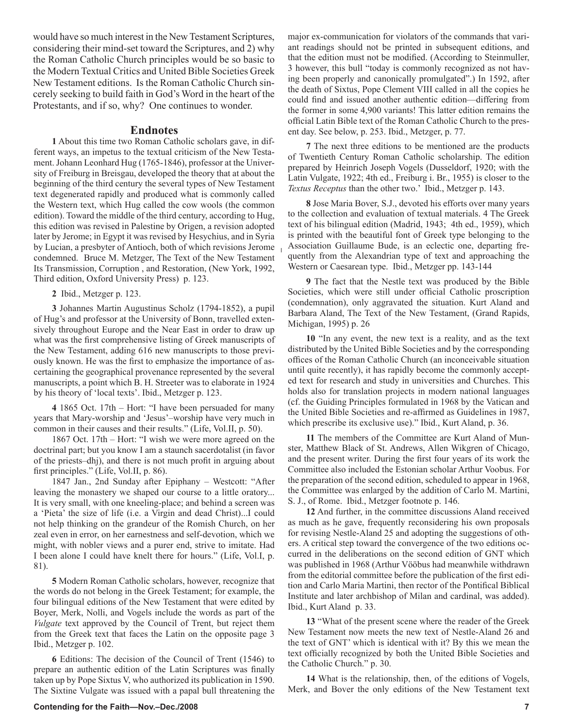would have so much interest in the New Testament Scriptures, considering their mind-set toward the Scriptures, and 2) why the Roman Catholic Church principles would be so basic to the Modern Textual Critics and United Bible Societies Greek New Testament editions. Is the Roman Catholic Church sincerely seeking to build faith in God's Word in the heart of the Protestants, and if so, why? One continues to wonder.

## Endnotes

**1** About this time two Roman Catholic scholars gave, in different ways, an impetus to the textual criticism of the New Testament. Johann Leonhard Hug (1765-1846), professor at the University of Freiburg in Breisgau, developed the theory that at about the beginning of the third century the several types of New Testament text degenerated rapidly and produced what is commonly called the Western text, which Hug called the cow wools (the common edition). Toward the middle of the third century, according to Hug, this edition was revised in Palestine by Origen, a revision adopted later by Jerome; in Egypt it was revised by Hesychius, and in Syria by Lucian, a presbyter of Antioch, both of which revisions Jerome condemned. Bruce M. Metzger, The Text of the New Testament Its Transmission, Corruption , and Restoration, (New York, 1992, Third edition, Oxford University Press) p. 123.

**2** Ibid., Metzger p. 123.

**3** Johannes Martin Augustinus Scholz (1794-1852), a pupil of Hug's and professor at the University of Bonn, travelled extensively throughout Europe and the Near East in order to draw up what was the first comprehensive listing of Greek manuscripts of the New Testament, adding 616 new manuscripts to those previously known. He was the first to emphasize the importance of ascertaining the geographical provenance represented by the several manuscripts, a point which B. H. Streeter was to elaborate in 1924 by his theory of 'local texts'. Ibid., Metzger p. 123.

**4** 1865 Oct. 17th – Hort: "I have been persuaded for many years that Mary-worship and 'Jesus'–worship have very much in common in their causes and their results." (Life, Vol.II, p. 50).

1867 Oct. 17th – Hort: "I wish we were more agreed on the doctrinal part; but you know I am a staunch sacerdotalist (in favor of the priests–dhj), and there is not much profit in arguing about first principles." (Life, Vol.II, p. 86).

1847 Jan., 2nd Sunday after Epiphany – Westcott: "After leaving the monastery we shaped our course to a little oratory... It is very small, with one kneeling-place; and behind a screen was a 'Pieta' the size of life (i.e. a Virgin and dead Christ)...I could not help thinking on the grandeur of the Romish Church, on her zeal even in error, on her earnestness and self-devotion, which we might, with nobler views and a purer end, strive to imitate. Had I been alone I could have knelt there for hours." (Life, Vol.I, p. 81).

**5** Modern Roman Catholic scholars, however, recognize that the words do not belong in the Greek Testament; for example, the four bilingual editions of the New Testament that were edited by Boyer, Merk, Nolli, and Vogels include the words as part of the *Vulgate* text approved by the Council of Trent, but reject them from the Greek text that faces the Latin on the opposite page 3 Ibid., Metzger p. 102.

**6** Editions: The decision of the Council of Trent (1546) to prepare an authentic edition of the Latin Scriptures was finally taken up by Pope Sixtus V, who authorized its publication in 1590. The Sixtine Vulgate was issued with a papal bull threatening the major ex-communication for violators of the commands that variant readings should not be printed in subsequent editions, and that the edition must not be modified. (According to Steinmuller, 3 however, this bull "today is commonly recognized as not having been properly and canonically promulgated".) In 1592, after the death of Sixtus, Pope Clement VIII called in all the copies he could find and issued another authentic edition—differing from the former in some 4,900 variants! This latter edition remains the official Latin Bible text of the Roman Catholic Church to the present day. See below, p. 253. Ibid., Metzger, p. 77.

**7** The next three editions to be mentioned are the products of Twentieth Century Roman Catholic scholarship. The edition prepared by Heinrich Joseph Vogels (Dusseldorf, 1920; with the Latin Vulgate, 1922; 4th ed., Freiburg i. Br., 1955) is closer to the *Textus Receptus* than the other two.' Ibid., Metzger p. 143.

**8** Jose Maria Bover, S.J., devoted his efforts over many years to the collection and evaluation of textual materials. 4 The Greek text of his bilingual edition (Madrid, 1943; 4th ed., 1959), which is printed with the beautiful font of Greek type belonging to the Association Guillaume Bude, is an eclectic one, departing frequently from the Alexandrian type of text and approaching the Western or Caesarean type. Ibid., Metzger pp. 143-144

**9** The fact that the Nestle text was produced by the Bible Societies, which were still under official Catholic proscription (condemnation), only aggravated the situation. Kurt Aland and Barbara Aland, The Text of the New Testament, (Grand Rapids, Michigan, 1995) p. 26

**10** "In any event, the new text is a reality, and as the text distributed by the United Bible Societies and by the corresponding offices of the Roman Catholic Church (an inconceivable situation until quite recently), it has rapidly become the commonly accepted text for research and study in universities and Churches. This holds also for translation projects in modern national languages (cf. the Guiding Principles formulated in 1968 by the Vatican and the United Bible Societies and re-affirmed as Guidelines in 1987, which prescribe its exclusive use)." Ibid., Kurt Aland, p. 36.

**11** The members of the Committee are Kurt Aland of Munster, Matthew Black of St. Andrews, Allen Wikgren of Chicago, and the present writer. During the first four years of its work the Committee also included the Estonian scholar Arthur Voobus. For the preparation of the second edition, scheduled to appear in 1968, the Committee was enlarged by the addition of Carlo M. Martini, S. J., of Rome. Ibid., Metzger footnote p. 146.

**12** And further, in the committee discussions Aland received as much as he gave, frequently reconsidering his own proposals for revising Nestle-Aland 25 and adopting the suggestions of others. A critical step toward the convergence of the two editions occurred in the deliberations on the second edition of GNT which was published in 1968 (Arthur Vööbus had meanwhile withdrawn from the editorial committee before the publication of the first edition and Carlo Maria Martini, then rector of the Pontifical Biblical Institute and later archbishop of Milan and cardinal, was added). Ibid., Kurt Aland p. 33.

**13** "What of the present scene where the reader of the Greek New Testament now meets the new text of Nestle-Aland 26 and the text of GNT' which is identical with it? By this we mean the text officially recognized by both the United Bible Societies and the Catholic Church." p. 30.

**14** What is the relationship, then, of the editions of Vogels, Merk, and Bover the only editions of the New Testament text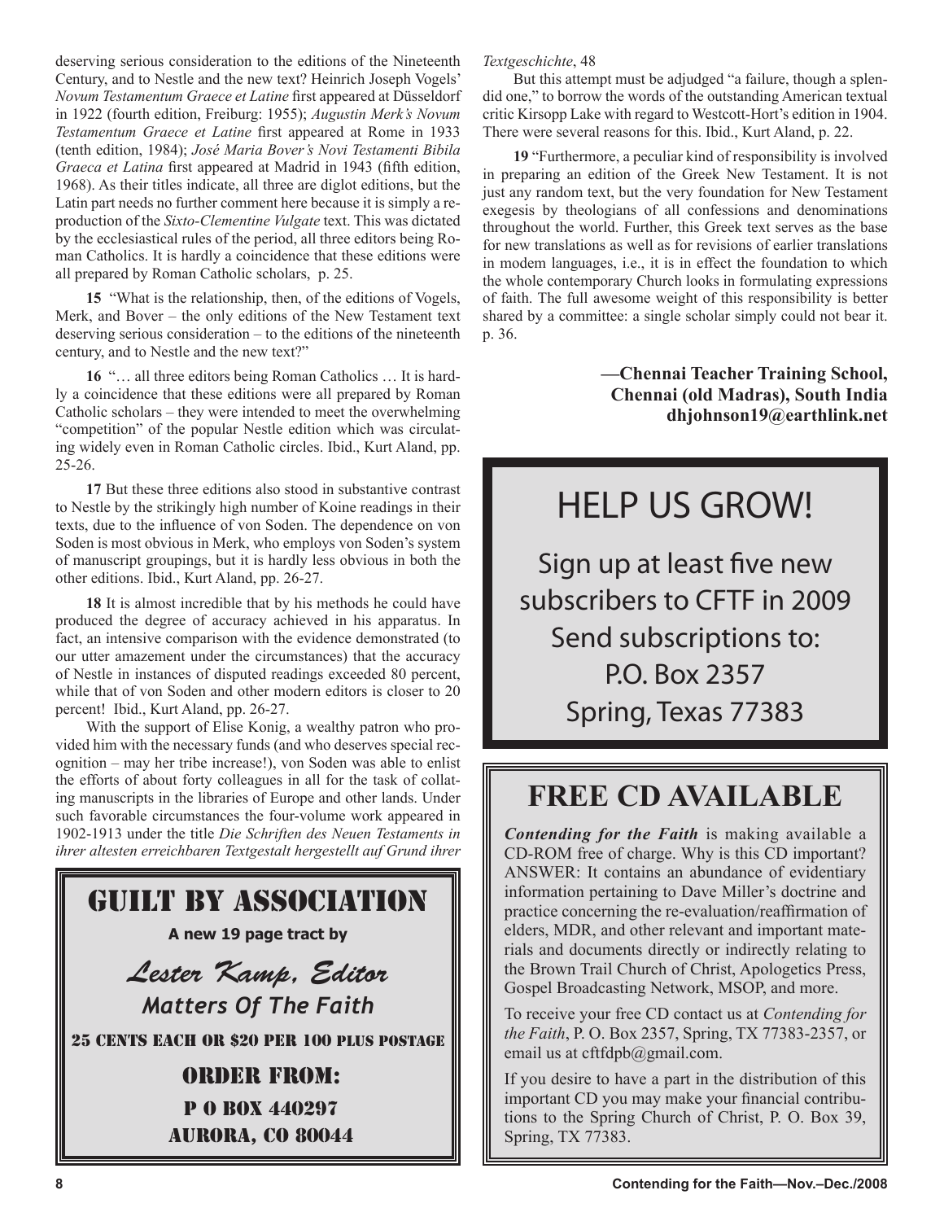deserving serious consideration to the editions of the Nineteenth Century, and to Nestle and the new text? Heinrich Joseph Vogels' *Novum Testamentum Graece et Latine* first appeared at Düsseldorf in 1922 (fourth edition, Freiburg: 1955); *Augustin Merk's Novum Testamentum Graece et Latine* first appeared at Rome in 1933 (tenth edition, 1984); *José Maria Bover's Novi Testamenti Bibila Graeca et Latina* first appeared at Madrid in 1943 (fifth edition, 1968). As their titles indicate, all three are diglot editions, but the Latin part needs no further comment here because it is simply a reproduction of the *Sixto-Clementine Vulgate* text. This was dictated by the ecclesiastical rules of the period, all three editors being Roman Catholics. It is hardly a coincidence that these editions were all prepared by Roman Catholic scholars, p. 25.

**15** "What is the relationship, then, of the editions of Vogels, Merk, and Bover – the only editions of the New Testament text deserving serious consideration – to the editions of the nineteenth century, and to Nestle and the new text?"

**16** "… all three editors being Roman Catholics … It is hardly a coincidence that these editions were all prepared by Roman Catholic scholars – they were intended to meet the overwhelming "competition" of the popular Nestle edition which was circulating widely even in Roman Catholic circles. Ibid., Kurt Aland, pp. 25-26.

**17** But these three editions also stood in substantive contrast to Nestle by the strikingly high number of Koine readings in their texts, due to the influence of von Soden. The dependence on von Soden is most obvious in Merk, who employs von Soden's system of manuscript groupings, but it is hardly less obvious in both the other editions. Ibid., Kurt Aland, pp. 26-27.

**18** It is almost incredible that by his methods he could have produced the degree of accuracy achieved in his apparatus. In fact, an intensive comparison with the evidence demonstrated (to our utter amazement under the circumstances) that the accuracy of Nestle in instances of disputed readings exceeded 80 percent, while that of von Soden and other modern editors is closer to 20 percent! Ibid., Kurt Aland, pp. 26-27.

With the support of Elise Konig, a wealthy patron who provided him with the necessary funds (and who deserves special recognition – may her tribe increase!), von Soden was able to enlist the efforts of about forty colleagues in all for the task of collating manuscripts in the libraries of Europe and other lands. Under such favorable circumstances the four-volume work appeared in 1902-1913 under the title *Die Schriften des Neuen Testaments in ihrer altesten erreichbaren Textgestalt hergestellt auf Grund ihrer Textgeschichte*, 48

But this attempt must be adjudged "a failure, though a splendid one," to borrow the words of the outstanding American textual critic Kirsopp Lake with regard to Westcott-Hort's edition in 1904. There were several reasons for this. Ibid., Kurt Aland, p. 22.

**19** "Furthermore, a peculiar kind of responsibility is involved in preparing an edition of the Greek New Testament. It is not just any random text, but the very foundation for New Testament exegesis by theologians of all confessions and denominations throughout the world. Further, this Greek text serves as the base for new translations as well as for revisions of earlier translations in modem languages, i.e., it is in effect the foundation to which the whole contemporary Church looks in formulating expressions of faith. The full awesome weight of this responsibility is better shared by a committee: a single scholar simply could not bear it. p. 36.

**—Chennai Teacher Training School,**
**Chennai (old Madras), South India**
**dhjohnson19@earthlink.net**

## GUILT BY ASSOCIATION

**A new 19 page tract by**

***Lester Kamp, Editor***

***Matters Of The Faith***

25 CENTS EACH OR $20 PER 100 PLUS POSTAGE

ORDER FROM:

P O BOX 440297

AURORA, CO 80044

## HELP US GROW!

Sign up at least five new subscribers to CFTF in 2009

Send subscriptions to:

P.O. Box 2357

Spring, Texas 77383

## FREE CD AVAILABLE

***Contending for the Faith*** is making available a CD-ROM free of charge. Why is this CD important? ANSWER: It contains an abundance of evidentiary information pertaining to Dave Miller's doctrine and practice concerning the re-evaluation/reaffirmation of elders, MDR, and other relevant and important materials and documents directly or indirectly relating to the Brown Trail Church of Christ, Apologetics Press, Gospel Broadcasting Network, MSOP, and more.

To receive your free CD contact us at *Contending for the Faith*, P. O. Box 2357, Spring, TX 77383-2357, or email us at cftfdpb@gmail.com.

If you desire to have a part in the distribution of this important CD you may make your financial contributions to the Spring Church of Christ, P. O. Box 39, Spring, TX 77383.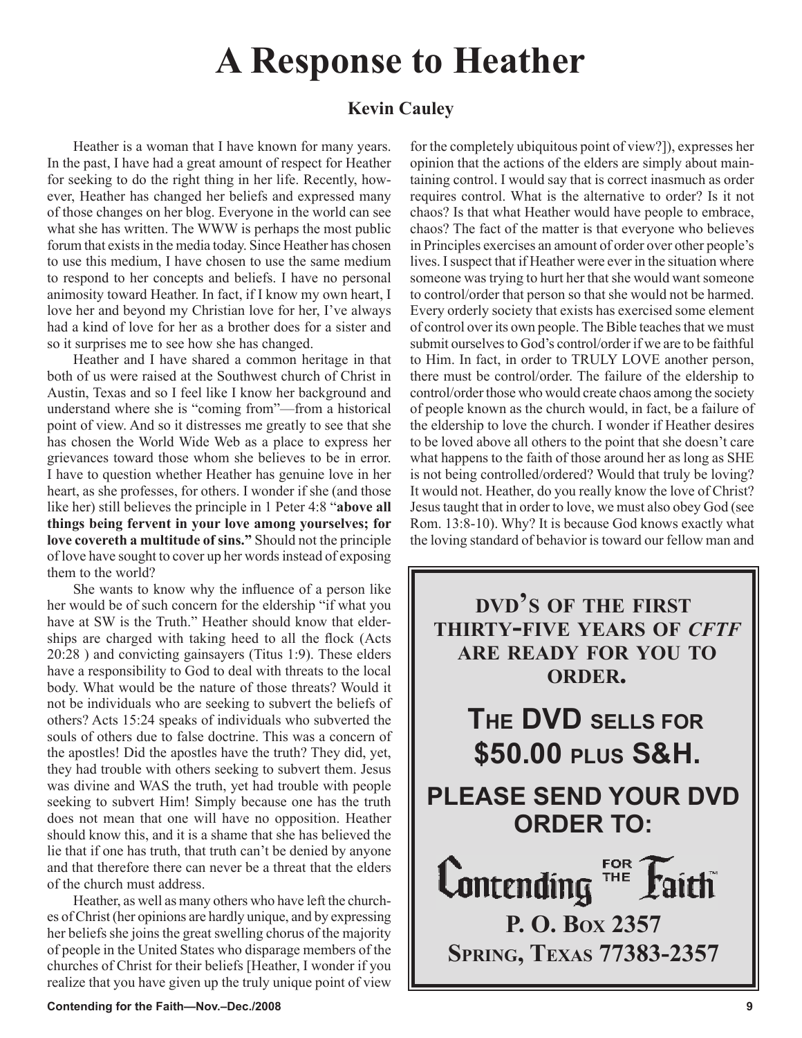# A Response to Heather

### Kevin Cauley

Heather is a woman that I have known for many years. In the past, I have had a great amount of respect for Heather for seeking to do the right thing in her life. Recently, however, Heather has changed her beliefs and expressed many of those changes on her blog. Everyone in the world can see what she has written. The WWW is perhaps the most public forum that exists in the media today. Since Heather has chosen to use this medium, I have chosen to use the same medium to respond to her concepts and beliefs. I have no personal animosity toward Heather. In fact, if I know my own heart, I love her and beyond my Christian love for her, I've always had a kind of love for her as a brother does for a sister and so it surprises me to see how she has changed.

Heather and I have shared a common heritage in that both of us were raised at the Southwest church of Christ in Austin, Texas and so I feel like I know her background and understand where she is "coming from"—from a historical point of view. And so it distresses me greatly to see that she has chosen the World Wide Web as a place to express her grievances toward those whom she believes to be in error. I have to question whether Heather has genuine love in her heart, as she professes, for others. I wonder if she (and those like her) still believes the principle in 1 Peter 4:8 "**above all things being fervent in your love among yourselves; for love covereth a multitude of sins.**" Should not the principle of love have sought to cover up her words instead of exposing them to the world?

She wants to know why the influence of a person like her would be of such concern for the eldership "if what you have at SW is the Truth." Heather should know that elderships are charged with taking heed to all the flock (Acts 20:28 ) and convicting gainsayers (Titus 1:9). These elders have a responsibility to God to deal with threats to the local body. What would be the nature of those threats? Would it not be individuals who are seeking to subvert the beliefs of others? Acts 15:24 speaks of individuals who subverted the souls of others due to false doctrine. This was a concern of the apostles! Did the apostles have the truth? They did, yet, they had trouble with others seeking to subvert them. Jesus was divine and WAS the truth, yet had trouble with people seeking to subvert Him! Simply because one has the truth does not mean that one will have no opposition. Heather should know this, and it is a shame that she has believed the lie that if one has truth, that truth can't be denied by anyone and that therefore there can never be a threat that the elders of the church must address.

Heather, as well as many others who have left the churches of Christ (her opinions are hardly unique, and by expressing her beliefs she joins the great swelling chorus of the majority of people in the United States who disparage members of the churches of Christ for their beliefs [Heather, I wonder if you realize that you have given up the truly unique point of view for the completely ubiquitous point of view?]), expresses her opinion that the actions of the elders are simply about maintaining control. I would say that is correct inasmuch as order requires control. What is the alternative to order? Is it not chaos? Is that what Heather would have people to embrace, chaos? The fact of the matter is that everyone who believes in Principles exercises an amount of order over other people's lives. I suspect that if Heather were ever in the situation where someone was trying to hurt her that she would want someone to control/order that person so that she would not be harmed. Every orderly society that exists has exercised some element of control over its own people. The Bible teaches that we must submit ourselves to God's control/order if we are to be faithful to Him. In fact, in order to TRULY LOVE another person, there must be control/order. The failure of the eldership to control/order those who would create chaos among the society of people known as the church would, in fact, be a failure of the eldership to love the church. I wonder if Heather desires to be loved above all others to the point that she doesn't care what happens to the faith of those around her as long as SHE is not being controlled/ordered? Would that truly be loving? It would not. Heather, do you really know the love of Christ? Jesus taught that in order to love, we must also obey God (see Rom. 13:8-10). Why? It is because God knows exactly what the loving standard of behavior is toward our fellow man and

---

**DVD'S OF THE FIRST THIRTY-FIVE YEARS OF *CFTF* ARE READY FOR YOU TO ORDER.**

**THE DVD SELLS FOR $50.00 PLUS S&H.**

**PLEASE SEND YOUR DVD ORDER TO:**

**Contending for the Faith™**

**P. O. BOX 2357**
**SPRING, TEXAS 77383-2357**

---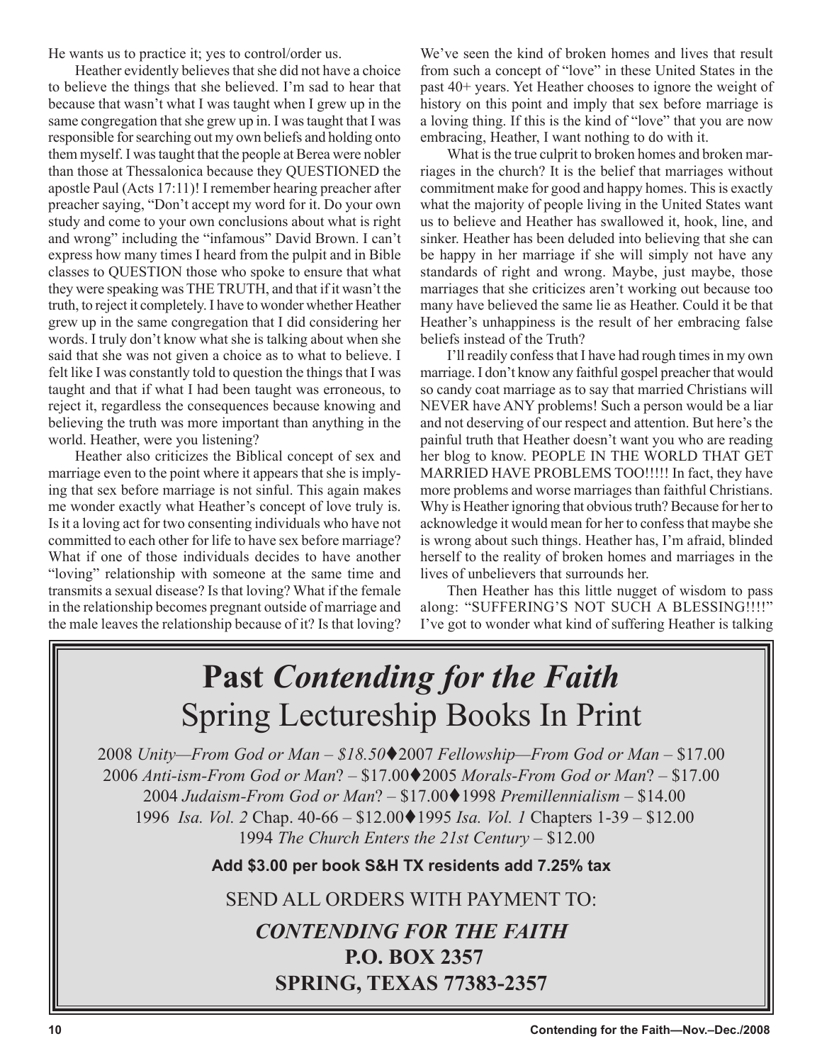He wants us to practice it; yes to control/order us.

Heather evidently believes that she did not have a choice to believe the things that she believed. I'm sad to hear that because that wasn't what I was taught when I grew up in the same congregation that she grew up in. I was taught that I was responsible for searching out my own beliefs and holding onto them myself. I was taught that the people at Berea were nobler than those at Thessalonica because they QUESTIONED the apostle Paul (Acts 17:11)! I remember hearing preacher after preacher saying, "Don't accept my word for it. Do your own study and come to your own conclusions about what is right and wrong" including the "infamous" David Brown. I can't express how many times I heard from the pulpit and in Bible classes to QUESTION those who spoke to ensure that what they were speaking was THE TRUTH, and that if it wasn't the truth, to reject it completely. I have to wonder whether Heather grew up in the same congregation that I did considering her words. I truly don't know what she is talking about when she said that she was not given a choice as to what to believe. I felt like I was constantly told to question the things that I was taught and that if what I had been taught was erroneous, to reject it, regardless the consequences because knowing and believing the truth was more important than anything in the world. Heather, were you listening?

Heather also criticizes the Biblical concept of sex and marriage even to the point where it appears that she is implying that sex before marriage is not sinful. This again makes me wonder exactly what Heather's concept of love truly is. Is it a loving act for two consenting individuals who have not committed to each other for life to have sex before marriage? What if one of those individuals decides to have another "loving" relationship with someone at the same time and transmits a sexual disease? Is that loving? What if the female in the relationship becomes pregnant outside of marriage and the male leaves the relationship because of it? Is that loving? We've seen the kind of broken homes and lives that result from such a concept of "love" in these United States in the past 40+ years. Yet Heather chooses to ignore the weight of history on this point and imply that sex before marriage is a loving thing. If this is the kind of "love" that you are now embracing, Heather, I want nothing to do with it.

What is the true culprit to broken homes and broken marriages in the church? It is the belief that marriages without commitment make for good and happy homes. This is exactly what the majority of people living in the United States want us to believe and Heather has swallowed it, hook, line, and sinker. Heather has been deluded into believing that she can be happy in her marriage if she will simply not have any standards of right and wrong. Maybe, just maybe, those marriages that she criticizes aren't working out because too many have believed the same lie as Heather. Could it be that Heather's unhappiness is the result of her embracing false beliefs instead of the Truth?

I'll readily confess that I have had rough times in my own marriage. I don't know any faithful gospel preacher that would so candy coat marriage as to say that married Christians will NEVER have ANY problems! Such a person would be a liar and not deserving of our respect and attention. But here's the painful truth that Heather doesn't want you who are reading her blog to know. PEOPLE IN THE WORLD THAT GET MARRIED HAVE PROBLEMS TOO!!!!! In fact, they have more problems and worse marriages than faithful Christians. Why is Heather ignoring that obvious truth? Because for her to acknowledge it would mean for her to confess that maybe she is wrong about such things. Heather has, I'm afraid, blinded herself to the reality of broken homes and marriages in the lives of unbelievers that surrounds her.

Then Heather has this little nugget of wisdom to pass along: "SUFFERING'S NOT SUCH A BLESSING!!!!" I've got to wonder what kind of suffering Heather is talking

---

# Past *Contending for the Faith* Spring Lectureship Books In Print

2008 *Unity—From God or Man – $18.50*♦2007 *Fellowship—From God or Man* – $17.00
2006 *Anti-ism-From God or Man*? – $17.00♦2005 *Morals-From God or Man*? – $17.00
2004 *Judaism-From God or Man*? – $17.00♦1998 *Premillennialism* – $14.00
1996 *Isa. Vol. 2* Chap. 40-66 – $12.00♦1995 *Isa. Vol. 1* Chapters 1-39 – $12.00
1994 *The Church Enters the 21st Century* – $12.00

**Add $3.00 per book S&H TX residents add 7.25% tax**

SEND ALL ORDERS WITH PAYMENT TO:

***CONTENDING FOR THE FAITH***
**P.O. BOX 2357**
**SPRING, TEXAS 77383-2357**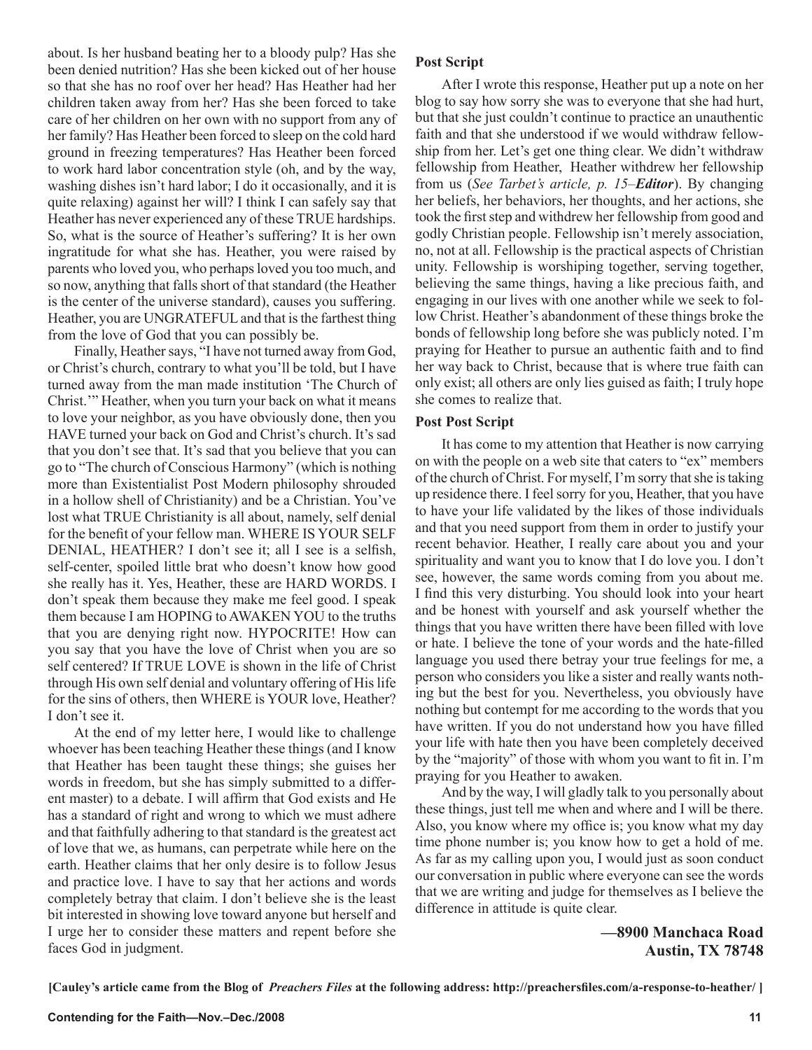about. Is her husband beating her to a bloody pulp? Has she been denied nutrition? Has she been kicked out of her house so that she has no roof over her head? Has Heather had her children taken away from her? Has she been forced to take care of her children on her own with no support from any of her family? Has Heather been forced to sleep on the cold hard ground in freezing temperatures? Has Heather been forced to work hard labor concentration style (oh, and by the way, washing dishes isn't hard labor; I do it occasionally, and it is quite relaxing) against her will? I think I can safely say that Heather has never experienced any of these TRUE hardships. So, what is the source of Heather's suffering? It is her own ingratitude for what she has. Heather, you were raised by parents who loved you, who perhaps loved you too much, and so now, anything that falls short of that standard (the Heather is the center of the universe standard), causes you suffering. Heather, you are UNGRATEFUL and that is the farthest thing from the love of God that you can possibly be.

Finally, Heather says, "I have not turned away from God, or Christ's church, contrary to what you'll be told, but I have turned away from the man made institution 'The Church of Christ.'" Heather, when you turn your back on what it means to love your neighbor, as you have obviously done, then you HAVE turned your back on God and Christ's church. It's sad that you don't see that. It's sad that you believe that you can go to "The church of Conscious Harmony" (which is nothing more than Existentialist Post Modern philosophy shrouded in a hollow shell of Christianity) and be a Christian. You've lost what TRUE Christianity is all about, namely, self denial for the benefit of your fellow man. WHERE IS YOUR SELF DENIAL, HEATHER? I don't see it; all I see is a selfish, self-center, spoiled little brat who doesn't know how good she really has it. Yes, Heather, these are HARD WORDS. I don't speak them because they make me feel good. I speak them because I am HOPING to AWAKEN YOU to the truths that you are denying right now. HYPOCRITE! How can you say that you have the love of Christ when you are so self centered? If TRUE LOVE is shown in the life of Christ through His own self denial and voluntary offering of His life for the sins of others, then WHERE is YOUR love, Heather? I don't see it.

At the end of my letter here, I would like to challenge whoever has been teaching Heather these things (and I know that Heather has been taught these things; she guises her words in freedom, but she has simply submitted to a different master) to a debate. I will affirm that God exists and He has a standard of right and wrong to which we must adhere and that faithfully adhering to that standard is the greatest act of love that we, as humans, can perpetrate while here on the earth. Heather claims that her only desire is to follow Jesus and practice love. I have to say that her actions and words completely betray that claim. I don't believe she is the least bit interested in showing love toward anyone but herself and I urge her to consider these matters and repent before she faces God in judgment.

**Post Script**

After I wrote this response, Heather put up a note on her blog to say how sorry she was to everyone that she had hurt, but that she just couldn't continue to practice an unauthentic faith and that she understood if we would withdraw fellowship from her. Let's get one thing clear. We didn't withdraw fellowship from Heather, Heather withdrew her fellowship from us (*See Tarbet's article, p. 15–****Editor***). By changing her beliefs, her behaviors, her thoughts, and her actions, she took the first step and withdrew her fellowship from good and godly Christian people. Fellowship isn't merely association, no, not at all. Fellowship is the practical aspects of Christian unity. Fellowship is worshiping together, serving together, believing the same things, having a like precious faith, and engaging in our lives with one another while we seek to follow Christ. Heather's abandonment of these things broke the bonds of fellowship long before she was publicly noted. I'm praying for Heather to pursue an authentic faith and to find her way back to Christ, because that is where true faith can only exist; all others are only lies guised as faith; I truly hope she comes to realize that.

**Post Post Script**

It has come to my attention that Heather is now carrying on with the people on a web site that caters to "ex" members of the church of Christ. For myself, I'm sorry that she is taking up residence there. I feel sorry for you, Heather, that you have to have your life validated by the likes of those individuals and that you need support from them in order to justify your recent behavior. Heather, I really care about you and your spirituality and want you to know that I do love you. I don't see, however, the same words coming from you about me. I find this very disturbing. You should look into your heart and be honest with yourself and ask yourself whether the things that you have written there have been filled with love or hate. I believe the tone of your words and the hate-filled language you used there betray your true feelings for me, a person who considers you like a sister and really wants nothing but the best for you. Nevertheless, you obviously have nothing but contempt for me according to the words that you have written. If you do not understand how you have filled your life with hate then you have been completely deceived by the "majority" of those with whom you want to fit in. I'm praying for you Heather to awaken.

And by the way, I will gladly talk to you personally about these things, just tell me when and where and I will be there. Also, you know where my office is; you know what my day time phone number is; you know how to get a hold of me. As far as my calling upon you, I would just as soon conduct our conversation in public where everyone can see the words that we are writing and judge for themselves as I believe the difference in attitude is quite clear.

**—8900 Manchaca Road**
**Austin, TX 78748**

**[Cauley's article came from the Blog of *Preachers Files* at the following address: http://preachersfiles.com/a-response-to-heather/ ]**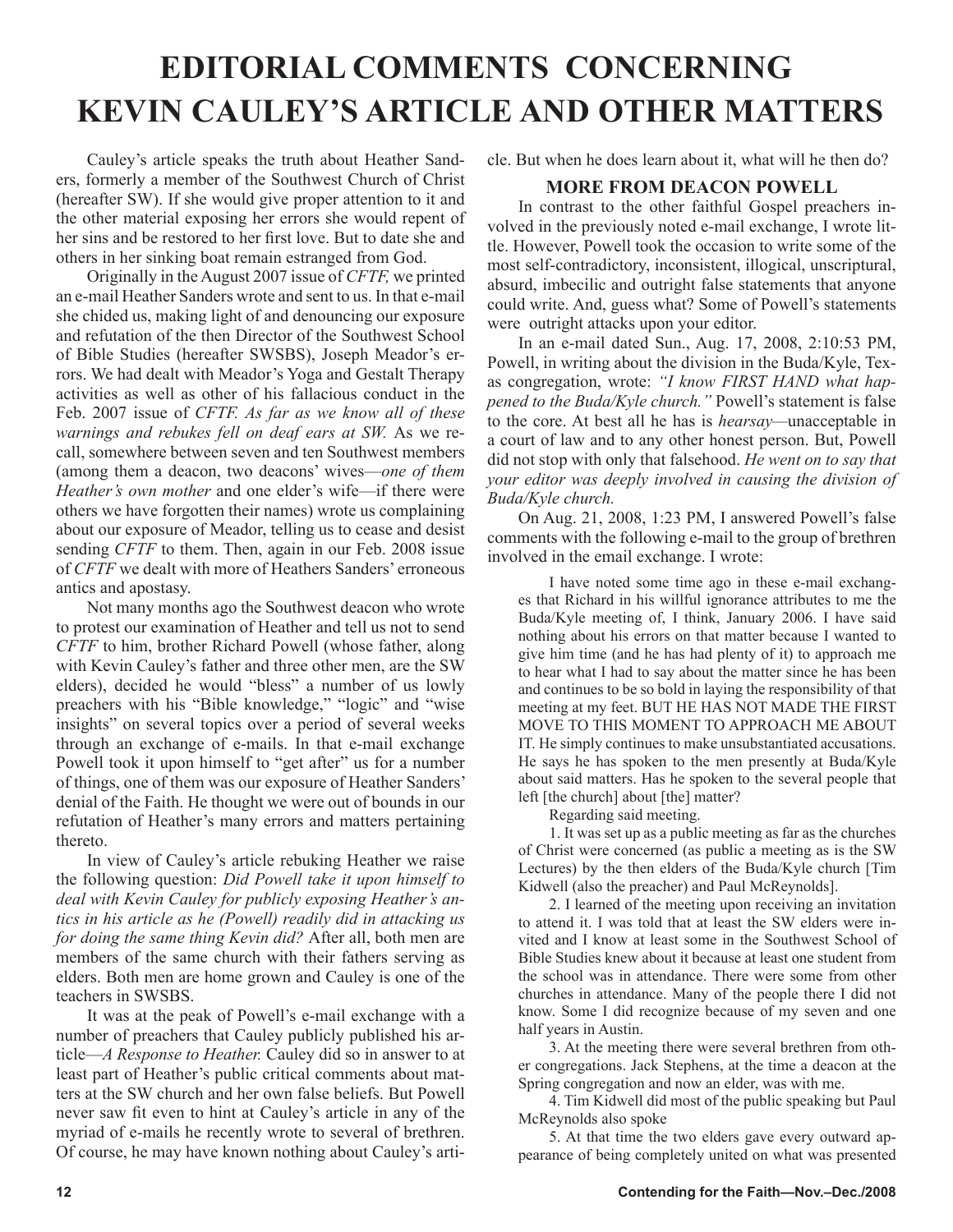# EDITORIAL COMMENTS CONCERNING KEVIN CAULEY'S ARTICLE AND OTHER MATTERS

Cauley's article speaks the truth about Heather Sanders, formerly a member of the Southwest Church of Christ (hereafter SW). If she would give proper attention to it and the other material exposing her errors she would repent of her sins and be restored to her first love. But to date she and others in her sinking boat remain estranged from God.

Originally in the August 2007 issue of *CFTF,* we printed an e-mail Heather Sanders wrote and sent to us. In that e-mail she chided us, making light of and denouncing our exposure and refutation of the then Director of the Southwest School of Bible Studies (hereafter SWSBS), Joseph Meador's errors. We had dealt with Meador's Yoga and Gestalt Therapy activities as well as other of his fallacious conduct in the Feb. 2007 issue of *CFTF. As far as we know all of these warnings and rebukes fell on deaf ears at SW.* As we recall, somewhere between seven and ten Southwest members (among them a deacon, two deacons' wives—*one of them Heather's own mother* and one elder's wife—if there were others we have forgotten their names) wrote us complaining about our exposure of Meador, telling us to cease and desist sending *CFTF* to them. Then, again in our Feb. 2008 issue of *CFTF* we dealt with more of Heathers Sanders' erroneous antics and apostasy.

Not many months ago the Southwest deacon who wrote to protest our examination of Heather and tell us not to send *CFTF* to him, brother Richard Powell (whose father, along with Kevin Cauley's father and three other men, are the SW elders), decided he would "bless" a number of us lowly preachers with his "Bible knowledge," "logic" and "wise insights" on several topics over a period of several weeks through an exchange of e-mails. In that e-mail exchange Powell took it upon himself to "get after" us for a number of things, one of them was our exposure of Heather Sanders' denial of the Faith. He thought we were out of bounds in our refutation of Heather's many errors and matters pertaining thereto.

In view of Cauley's article rebuking Heather we raise the following question: *Did Powell take it upon himself to deal with Kevin Cauley for publicly exposing Heather's antics in his article as he (Powell) readily did in attacking us for doing the same thing Kevin did?* After all, both men are members of the same church with their fathers serving as elders. Both men are home grown and Cauley is one of the teachers in SWSBS.

It was at the peak of Powell's e-mail exchange with a number of preachers that Cauley publicly published his article—*A Response to Heather.* Cauley did so in answer to at least part of Heather's public critical comments about matters at the SW church and her own false beliefs. But Powell never saw fit even to hint at Cauley's article in any of the myriad of e-mails he recently wrote to several of brethren. Of course, he may have known nothing about Cauley's article. But when he does learn about it, what will he then do?

## MORE FROM DEACON POWELL

In contrast to the other faithful Gospel preachers involved in the previously noted e-mail exchange, I wrote little. However, Powell took the occasion to write some of the most self-contradictory, inconsistent, illogical, unscriptural, absurd, imbecilic and outright false statements that anyone could write. And, guess what? Some of Powell's statements were outright attacks upon your editor.

In an e-mail dated Sun., Aug. 17, 2008, 2:10:53 PM, Powell, in writing about the division in the Buda/Kyle, Texas congregation, wrote: *"I know FIRST HAND what happened to the Buda/Kyle church."* Powell's statement is false to the core. At best all he has is *hearsay*—unacceptable in a court of law and to any other honest person. But, Powell did not stop with only that falsehood. *He went on to say that your editor was deeply involved in causing the division of Buda/Kyle church.*

On Aug. 21, 2008, 1:23 PM, I answered Powell's false comments with the following e-mail to the group of brethren involved in the email exchange. I wrote:

> I have noted some time ago in these e-mail exchanges that Richard in his willful ignorance attributes to me the Buda/Kyle meeting of, I think, January 2006. I have said nothing about his errors on that matter because I wanted to give him time (and he has had plenty of it) to approach me to hear what I had to say about the matter since he has been and continues to be so bold in laying the responsibility of that meeting at my feet. BUT HE HAS NOT MADE THE FIRST MOVE TO THIS MOMENT TO APPROACH ME ABOUT IT. He simply continues to make unsubstantiated accusations. He says he has spoken to the men presently at Buda/Kyle about said matters. Has he spoken to the several people that left [the church] about [the] matter?
>
> Regarding said meeting.
>
> 1. It was set up as a public meeting as far as the churches of Christ were concerned (as public a meeting as is the SW Lectures) by the then elders of the Buda/Kyle church [Tim Kidwell (also the preacher) and Paul McReynolds].
>
> 2. I learned of the meeting upon receiving an invitation to attend it. I was told that at least the SW elders were invited and I know at least some in the Southwest School of Bible Studies knew about it because at least one student from the school was in attendance. There were some from other churches in attendance. Many of the people there I did not know. Some I did recognize because of my seven and one half years in Austin.
>
> 3. At the meeting there were several brethren from other congregations. Jack Stephens, at the time a deacon at the Spring congregation and now an elder, was with me.
>
> 4. Tim Kidwell did most of the public speaking but Paul McReynolds also spoke
>
> 5. At that time the two elders gave every outward appearance of being completely united on what was presented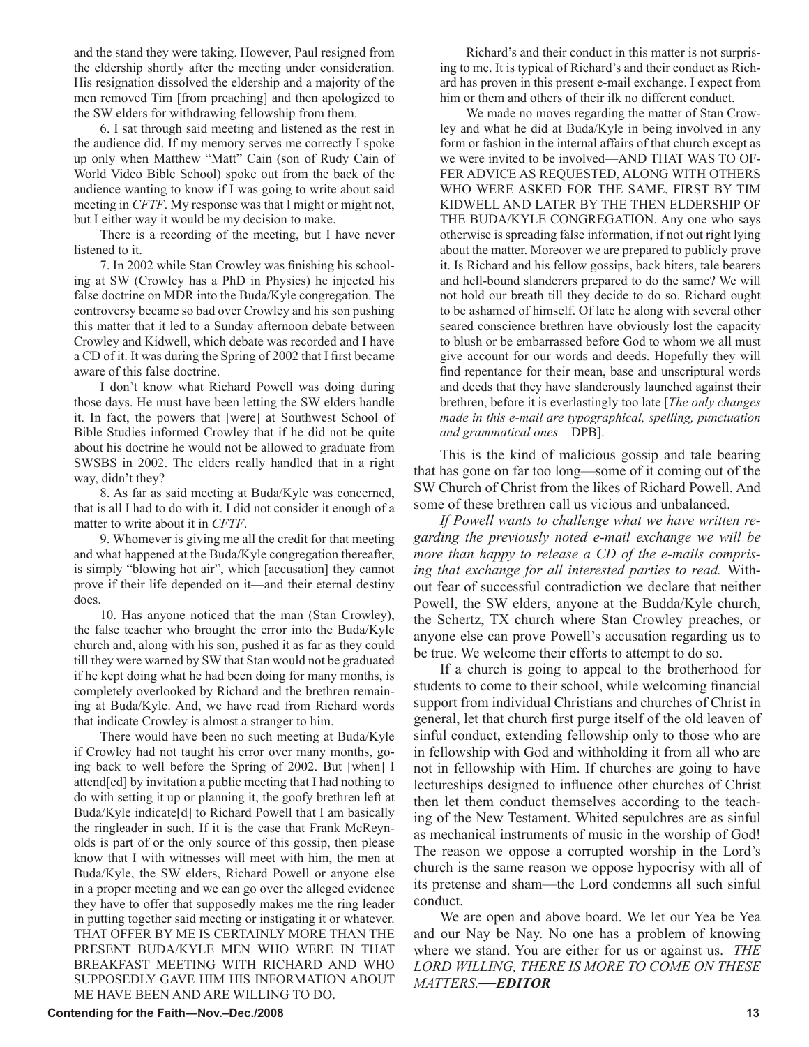and the stand they were taking. However, Paul resigned from the eldership shortly after the meeting under consideration. His resignation dissolved the eldership and a majority of the men removed Tim [from preaching] and then apologized to the SW elders for withdrawing fellowship from them.

6. I sat through said meeting and listened as the rest in the audience did. If my memory serves me correctly I spoke up only when Matthew "Matt" Cain (son of Rudy Cain of World Video Bible School) spoke out from the back of the audience wanting to know if I was going to write about said meeting in *CFTF*. My response was that I might or might not, but I either way it would be my decision to make.

There is a recording of the meeting, but I have never listened to it.

7. In 2002 while Stan Crowley was finishing his schooling at SW (Crowley has a PhD in Physics) he injected his false doctrine on MDR into the Buda/Kyle congregation. The controversy became so bad over Crowley and his son pushing this matter that it led to a Sunday afternoon debate between Crowley and Kidwell, which debate was recorded and I have a CD of it. It was during the Spring of 2002 that I first became aware of this false doctrine.

I don't know what Richard Powell was doing during those days. He must have been letting the SW elders handle it. In fact, the powers that [were] at Southwest School of Bible Studies informed Crowley that if he did not be quite about his doctrine he would not be allowed to graduate from SWSBS in 2002. The elders really handled that in a right way, didn't they?

8. As far as said meeting at Buda/Kyle was concerned, that is all I had to do with it. I did not consider it enough of a matter to write about it in *CFTF*.

9. Whomever is giving me all the credit for that meeting and what happened at the Buda/Kyle congregation thereafter, is simply "blowing hot air", which [accusation] they cannot prove if their life depended on it—and their eternal destiny does.

10. Has anyone noticed that the man (Stan Crowley), the false teacher who brought the error into the Buda/Kyle church and, along with his son, pushed it as far as they could till they were warned by SW that Stan would not be graduated if he kept doing what he had been doing for many months, is completely overlooked by Richard and the brethren remaining at Buda/Kyle. And, we have read from Richard words that indicate Crowley is almost a stranger to him.

There would have been no such meeting at Buda/Kyle if Crowley had not taught his error over many months, going back to well before the Spring of 2002. But [when] I attend[ed] by invitation a public meeting that I had nothing to do with setting it up or planning it, the goofy brethren left at Buda/Kyle indicate[d] to Richard Powell that I am basically the ringleader in such. If it is the case that Frank McReynolds is part of or the only source of this gossip, then please know that I with witnesses will meet with him, the men at Buda/Kyle, the SW elders, Richard Powell or anyone else in a proper meeting and we can go over the alleged evidence they have to offer that supposedly makes me the ring leader in putting together said meeting or instigating it or whatever. THAT OFFER BY ME IS CERTAINLY MORE THAN THE PRESENT BUDA/KYLE MEN WHO WERE IN THAT BREAKFAST MEETING WITH RICHARD AND WHO SUPPOSEDLY GAVE HIM HIS INFORMATION ABOUT ME HAVE BEEN AND ARE WILLING TO DO.

Richard's and their conduct in this matter is not surprising to me. It is typical of Richard's and their conduct as Richard has proven in this present e-mail exchange. I expect from him or them and others of their ilk no different conduct.

We made no moves regarding the matter of Stan Crowley and what he did at Buda/Kyle in being involved in any form or fashion in the internal affairs of that church except as we were invited to be involved—AND THAT WAS TO OFFER ADVICE AS REQUESTED, ALONG WITH OTHERS WHO WERE ASKED FOR THE SAME, FIRST BY TIM KIDWELL AND LATER BY THE THEN ELDERSHIP OF THE BUDA/KYLE CONGREGATION. Any one who says otherwise is spreading false information, if not out right lying about the matter. Moreover we are prepared to publicly prove it. Is Richard and his fellow gossips, back biters, tale bearers and hell-bound slanderers prepared to do the same? We will not hold our breath till they decide to do so. Richard ought to be ashamed of himself. Of late he along with several other seared conscience brethren have obviously lost the capacity to blush or be embarrassed before God to whom we all must give account for our words and deeds. Hopefully they will find repentance for their mean, base and unscriptural words and deeds that they have slanderously launched against their brethren, before it is everlastingly too late [*The only changes made in this e-mail are typographical, spelling, punctuation and grammatical ones*—DPB].

This is the kind of malicious gossip and tale bearing that has gone on far too long—some of it coming out of the SW Church of Christ from the likes of Richard Powell. And some of these brethren call us vicious and unbalanced.

*If Powell wants to challenge what we have written regarding the previously noted e-mail exchange we will be more than happy to release a CD of the e-mails comprising that exchange for all interested parties to read.* Without fear of successful contradiction we declare that neither Powell, the SW elders, anyone at the Budda/Kyle church, the Schertz, TX church where Stan Crowley preaches, or anyone else can prove Powell's accusation regarding us to be true. We welcome their efforts to attempt to do so.

If a church is going to appeal to the brotherhood for students to come to their school, while welcoming financial support from individual Christians and churches of Christ in general, let that church first purge itself of the old leaven of sinful conduct, extending fellowship only to those who are in fellowship with God and withholding it from all who are not in fellowship with Him. If churches are going to have lectureships designed to influence other churches of Christ then let them conduct themselves according to the teaching of the New Testament. Whited sepulchres are as sinful as mechanical instruments of music in the worship of God! The reason we oppose a corrupted worship in the Lord's church is the same reason we oppose hypocrisy with all of its pretense and sham—the Lord condemns all such sinful conduct.

We are open and above board. We let our Yea be Yea and our Nay be Nay. No one has a problem of knowing where we stand. You are either for us or against us. *THE LORD WILLING, THERE IS MORE TO COME ON THESE MATTERS.* ***—EDITOR***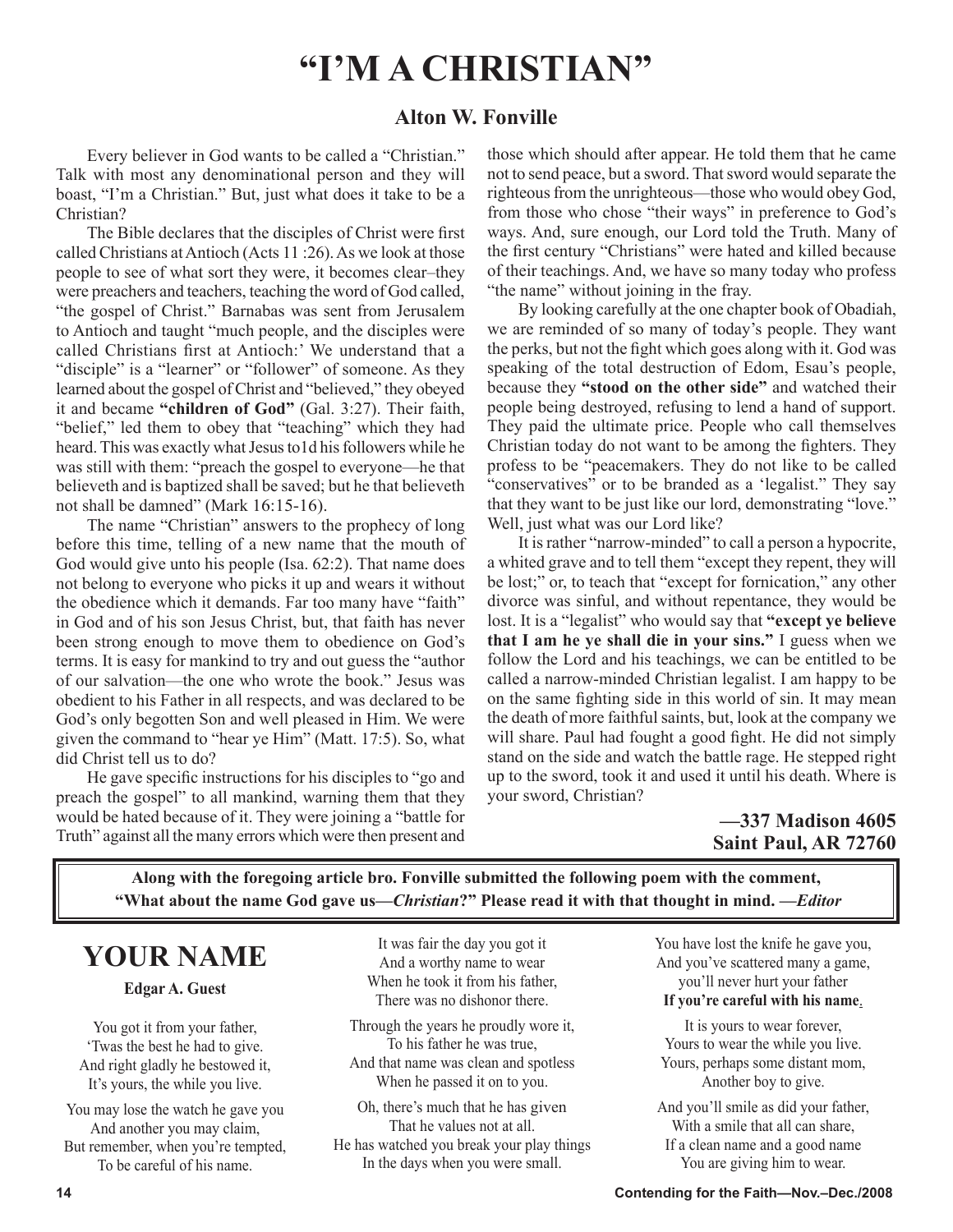# "I'M A CHRISTIAN"

### Alton W. Fonville

Every believer in God wants to be called a "Christian." Talk with most any denominational person and they will boast, "I'm a Christian." But, just what does it take to be a Christian?

The Bible declares that the disciples of Christ were first called Christians at Antioch (Acts 11 :26). As we look at those people to see of what sort they were, it becomes clear–they were preachers and teachers, teaching the word of God called, "the gospel of Christ." Barnabas was sent from Jerusalem to Antioch and taught "much people, and the disciples were called Christians first at Antioch:' We understand that a "disciple" is a "learner" or "follower" of someone. As they learned about the gospel of Christ and "believed," they obeyed it and became **"children of God"** (Gal. 3:27). Their faith, "belief," led them to obey that "teaching" which they had heard. This was exactly what Jesus to1d his followers while he was still with them: "preach the gospel to everyone—he that believeth and is baptized shall be saved; but he that believeth not shall be damned" (Mark 16:15-16).

The name "Christian" answers to the prophecy of long before this time, telling of a new name that the mouth of God would give unto his people (Isa. 62:2). That name does not belong to everyone who picks it up and wears it without the obedience which it demands. Far too many have "faith" in God and of his son Jesus Christ, but, that faith has never been strong enough to move them to obedience on God's terms. It is easy for mankind to try and out guess the "author of our salvation—the one who wrote the book." Jesus was obedient to his Father in all respects, and was declared to be God's only begotten Son and well pleased in Him. We were given the command to "hear ye Him" (Matt. 17:5). So, what did Christ tell us to do?

He gave specific instructions for his disciples to "go and preach the gospel" to all mankind, warning them that they would be hated because of it. They were joining a "battle for Truth" against all the many errors which were then present and those which should after appear. He told them that he came not to send peace, but a sword. That sword would separate the righteous from the unrighteous—those who would obey God, from those who chose "their ways" in preference to God's ways. And, sure enough, our Lord told the Truth. Many of the first century "Christians" were hated and killed because of their teachings. And, we have so many today who profess "the name" without joining in the fray.

By looking carefully at the one chapter book of Obadiah, we are reminded of so many of today's people. They want the perks, but not the fight which goes along with it. God was speaking of the total destruction of Edom, Esau's people, because they **"stood on the other side"** and watched their people being destroyed, refusing to lend a hand of support. They paid the ultimate price. People who call themselves Christian today do not want to be among the fighters. They profess to be "peacemakers. They do not like to be called "conservatives" or to be branded as a 'legalist." They say that they want to be just like our lord, demonstrating "love." Well, just what was our Lord like?

It is rather "narrow-minded" to call a person a hypocrite, a whited grave and to tell them "except they repent, they will be lost;" or, to teach that "except for fornication," any other divorce was sinful, and without repentance, they would be lost. It is a "legalist" who would say that **"except ye believe that I am he ye shall die in your sins."** I guess when we follow the Lord and his teachings, we can be entitled to be called a narrow-minded Christian legalist. I am happy to be on the same fighting side in this world of sin. It may mean the death of more faithful saints, but, look at the company we will share. Paul had fought a good fight. He did not simply stand on the side and watch the battle rage. He stepped right up to the sword, took it and used it until his death. Where is your sword, Christian?

**—337 Madison 4605**
**Saint Paul, AR 72760**

**Along with the foregoing article bro. Fonville submitted the following poem with the comment, "What about the name God gave us—*Christian*?" Please read it with that thought in mind. —*Editor***

## YOUR NAME

**Edgar A. Guest**

You got it from your father,
'Twas the best he had to give.
And right gladly he bestowed it,
It's yours, the while you live.

You may lose the watch he gave you
And another you may claim,
But remember, when you're tempted,
To be careful of his name.

It was fair the day you got it
And a worthy name to wear
When he took it from his father,
There was no dishonor there.

Through the years he proudly wore it,
To his father he was true,
And that name was clean and spotless
When he passed it on to you.

Oh, there's much that he has given
That he values not at all.
He has watched you break your play things
In the days when you were small.

You have lost the knife he gave you,
And you've scattered many a game,
you'll never hurt your father
**If you're careful with his name**.

It is yours to wear forever,
Yours to wear the while you live.
Yours, perhaps some distant mom,
Another boy to give.

And you'll smile as did your father,
With a smile that all can share,
If a clean name and a good name
You are giving him to wear.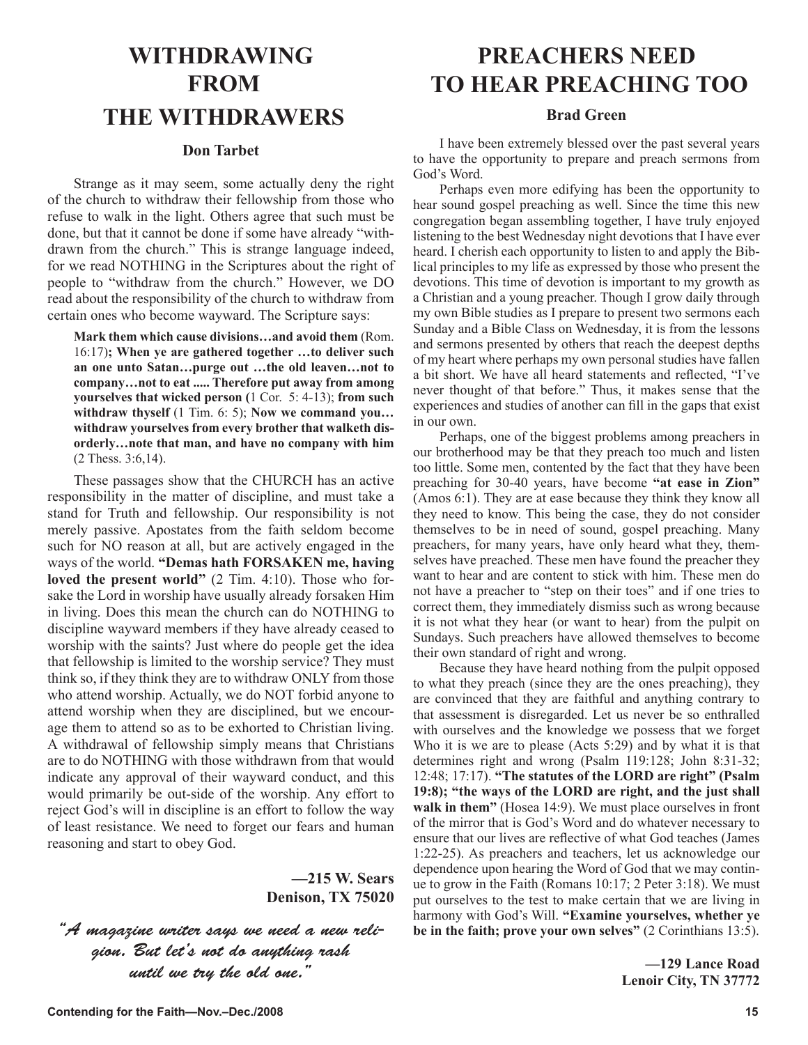# WITHDRAWING FROM THE WITHDRAWERS

**Don Tarbet**

Strange as it may seem, some actually deny the right of the church to withdraw their fellowship from those who refuse to walk in the light. Others agree that such must be done, but that it cannot be done if some have already "withdrawn from the church." This is strange language indeed, for we read NOTHING in the Scriptures about the right of people to "withdraw from the church." However, we DO read about the responsibility of the church to withdraw from certain ones who become wayward. The Scripture says:

> **Mark them which cause divisions…and avoid them** (Rom. 16:17)**; When ye are gathered together …to deliver such an one unto Satan…purge out …the old leaven…not to company…not to eat ..... Therefore put away from among yourselves that wicked person (**1 Cor. 5: 4-13); **from such withdraw thyself** (1 Tim. 6: 5); **Now we command you…withdraw yourselves from every brother that walketh disorderly…note that man, and have no company with him** (2 Thess. 3:6,14).

These passages show that the CHURCH has an active responsibility in the matter of discipline, and must take a stand for Truth and fellowship. Our responsibility is not merely passive. Apostates from the faith seldom become such for NO reason at all, but are actively engaged in the ways of the world. **"Demas hath FORSAKEN me, having loved the present world"** (2 Tim. 4:10). Those who forsake the Lord in worship have usually already forsaken Him in living. Does this mean the church can do NOTHING to discipline wayward members if they have already ceased to worship with the saints? Just where do people get the idea that fellowship is limited to the worship service? They must think so, if they think they are to withdraw ONLY from those who attend worship. Actually, we do NOT forbid anyone to attend worship when they are disciplined, but we encourage them to attend so as to be exhorted to Christian living. A withdrawal of fellowship simply means that Christians are to do NOTHING with those withdrawn from that would indicate any approval of their wayward conduct, and this would primarily be out-side of the worship. Any effort to reject God's will in discipline is an effort to follow the way of least resistance. We need to forget our fears and human reasoning and start to obey God.

**—215 W. Sears**
**Denison, TX 75020**

*"A magazine writer says we need a new religion. But let's not do anything rash until we try the old one."*

# PREACHERS NEED TO HEAR PREACHING TOO

**Brad Green**

I have been extremely blessed over the past several years to have the opportunity to prepare and preach sermons from God's Word.

Perhaps even more edifying has been the opportunity to hear sound gospel preaching as well. Since the time this new congregation began assembling together, I have truly enjoyed listening to the best Wednesday night devotions that I have ever heard. I cherish each opportunity to listen to and apply the Biblical principles to my life as expressed by those who present the devotions. This time of devotion is important to my growth as a Christian and a young preacher. Though I grow daily through my own Bible studies as I prepare to present two sermons each Sunday and a Bible Class on Wednesday, it is from the lessons and sermons presented by others that reach the deepest depths of my heart where perhaps my own personal studies have fallen a bit short. We have all heard statements and reflected, "I've never thought of that before." Thus, it makes sense that the experiences and studies of another can fill in the gaps that exist in our own.

Perhaps, one of the biggest problems among preachers in our brotherhood may be that they preach too much and listen too little. Some men, contented by the fact that they have been preaching for 30-40 years, have become **"at ease in Zion"** (Amos 6:1). They are at ease because they think they know all they need to know. This being the case, they do not consider themselves to be in need of sound, gospel preaching. Many preachers, for many years, have only heard what they, themselves have preached. These men have found the preacher they want to hear and are content to stick with him. These men do not have a preacher to "step on their toes" and if one tries to correct them, they immediately dismiss such as wrong because it is not what they hear (or want to hear) from the pulpit on Sundays. Such preachers have allowed themselves to become their own standard of right and wrong.

Because they have heard nothing from the pulpit opposed to what they preach (since they are the ones preaching), they are convinced that they are faithful and anything contrary to that assessment is disregarded. Let us never be so enthralled with ourselves and the knowledge we possess that we forget Who it is we are to please (Acts 5:29) and by what it is that determines right and wrong (Psalm 119:128; John 8:31-32; 12:48; 17:17). **"The statutes of the LORD are right" (Psalm 19:8); "the ways of the LORD are right, and the just shall walk in them"** (Hosea 14:9). We must place ourselves in front of the mirror that is God's Word and do whatever necessary to ensure that our lives are reflective of what God teaches (James 1:22-25). As preachers and teachers, let us acknowledge our dependence upon hearing the Word of God that we may continue to grow in the Faith (Romans 10:17; 2 Peter 3:18). We must put ourselves to the test to make certain that we are living in harmony with God's Will. **"Examine yourselves, whether ye be in the faith; prove your own selves"** (2 Corinthians 13:5).

**—129 Lance Road**
**Lenoir City, TN 37772**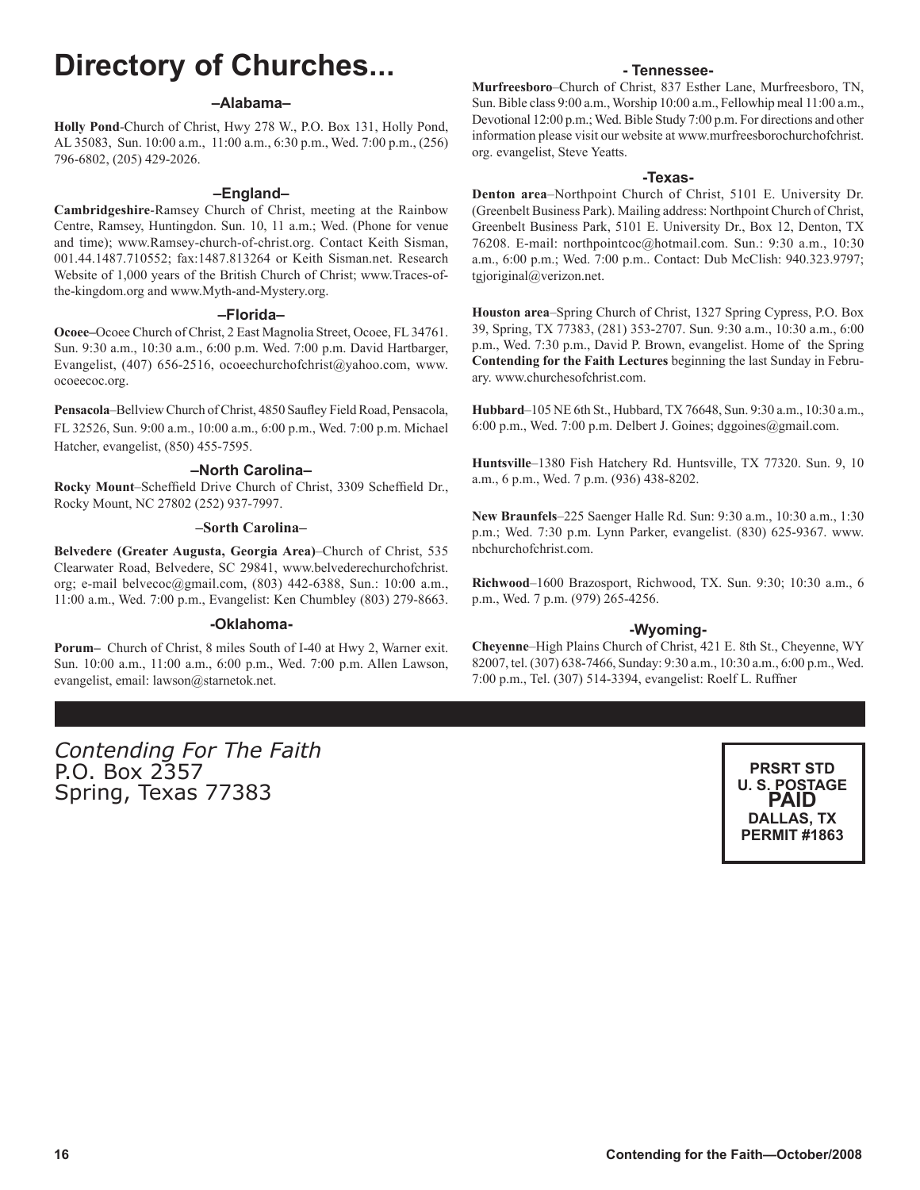# Directory of Churches...

## –Alabama–

**Holly Pond**-Church of Christ, Hwy 278 W., P.O. Box 131, Holly Pond, AL 35083, Sun. 10:00 a.m., 11:00 a.m., 6:30 p.m., Wed. 7:00 p.m., (256) 796-6802, (205) 429-2026.

## –England–

**Cambridgeshire**-Ramsey Church of Christ, meeting at the Rainbow Centre, Ramsey, Huntingdon. Sun. 10, 11 a.m.; Wed. (Phone for venue and time); www.Ramsey-church-of-christ.org. Contact Keith Sisman, 001.44.1487.710552; fax:1487.813264 or Keith Sisman.net. Research Website of 1,000 years of the British Church of Christ; www.Traces-of-the-kingdom.org and www.Myth-and-Mystery.org.

## –Florida–

**Ocoee**–Ocoee Church of Christ, 2 East Magnolia Street, Ocoee, FL 34761. Sun. 9:30 a.m., 10:30 a.m., 6:00 p.m. Wed. 7:00 p.m. David Hartbarger, Evangelist, (407) 656-2516, ocoeechurchofchrist@yahoo.com, www.ocoeecoc.org.

**Pensacola**–Bellview Church of Christ, 4850 Saufley Field Road, Pensacola, FL 32526, Sun. 9:00 a.m., 10:00 a.m., 6:00 p.m., Wed. 7:00 p.m. Michael Hatcher, evangelist, (850) 455-7595.

## –North Carolina–

**Rocky Mount**–Scheffield Drive Church of Christ, 3309 Scheffield Dr., Rocky Mount, NC 27802 (252) 937-7997.

## –Sorth Carolina–

**Belvedere (Greater Augusta, Georgia Area)**–Church of Christ, 535 Clearwater Road, Belvedere, SC 29841, www.belvederechurchofchrist.org; e-mail belvecoc@gmail.com, (803) 442-6388, Sun.: 10:00 a.m., 11:00 a.m., Wed. 7:00 p.m., Evangelist: Ken Chumbley (803) 279-8663.

## -Oklahoma-

**Porum–** Church of Christ, 8 miles South of I-40 at Hwy 2, Warner exit. Sun. 10:00 a.m., 11:00 a.m., 6:00 p.m., Wed. 7:00 p.m. Allen Lawson, evangelist, email: lawson@starnetok.net.

## - Tennessee-

**Murfreesboro**–Church of Christ, 837 Esther Lane, Murfreesboro, TN, Sun. Bible class 9:00 a.m., Worship 10:00 a.m., Fellowhip meal 11:00 a.m., Devotional 12:00 p.m.; Wed. Bible Study 7:00 p.m. For directions and other information please visit our website at www.murfreesborochurchofchrist.org. evangelist, Steve Yeatts.

## -Texas-

**Denton area**–Northpoint Church of Christ, 5101 E. University Dr. (Greenbelt Business Park). Mailing address: Northpoint Church of Christ, Greenbelt Business Park, 5101 E. University Dr., Box 12, Denton, TX 76208. E-mail: northpointcoc@hotmail.com. Sun.: 9:30 a.m., 10:30 a.m., 6:00 p.m.; Wed. 7:00 p.m.. Contact: Dub McClish: 940.323.9797; tgjoriginal@verizon.net.

**Houston area**–Spring Church of Christ, 1327 Spring Cypress, P.O. Box 39, Spring, TX 77383, (281) 353-2707. Sun. 9:30 a.m., 10:30 a.m., 6:00 p.m., Wed. 7:30 p.m., David P. Brown, evangelist. Home of the Spring **Contending for the Faith Lectures** beginning the last Sunday in February. www.churchesofchrist.com.

**Hubbard**–105 NE 6th St., Hubbard, TX 76648, Sun. 9:30 a.m., 10:30 a.m., 6:00 p.m., Wed. 7:00 p.m. Delbert J. Goines; dggoines@gmail.com.

**Huntsville**–1380 Fish Hatchery Rd. Huntsville, TX 77320. Sun. 9, 10 a.m., 6 p.m., Wed. 7 p.m. (936) 438-8202.

**New Braunfels**–225 Saenger Halle Rd. Sun: 9:30 a.m., 10:30 a.m., 1:30 p.m.; Wed. 7:30 p.m. Lynn Parker, evangelist. (830) 625-9367. www.nbchurchofchrist.com.

**Richwood**–1600 Brazosport, Richwood, TX. Sun. 9:30; 10:30 a.m., 6 p.m., Wed. 7 p.m. (979) 265-4256.

## -Wyoming-

**Cheyenne**–High Plains Church of Christ, 421 E. 8th St., Cheyenne, WY 82007, tel. (307) 638-7466, Sunday: 9:30 a.m., 10:30 a.m., 6:00 p.m., Wed. 7:00 p.m., Tel. (307) 514-3394, evangelist: Roelf L. Ruffner

---

*Contending For The Faith*
P.O. Box 2357
Spring, Texas 77383

**PRSRT STD**
**U. S. POSTAGE**
**PAID**
**DALLAS, TX**
**PERMIT #1863**